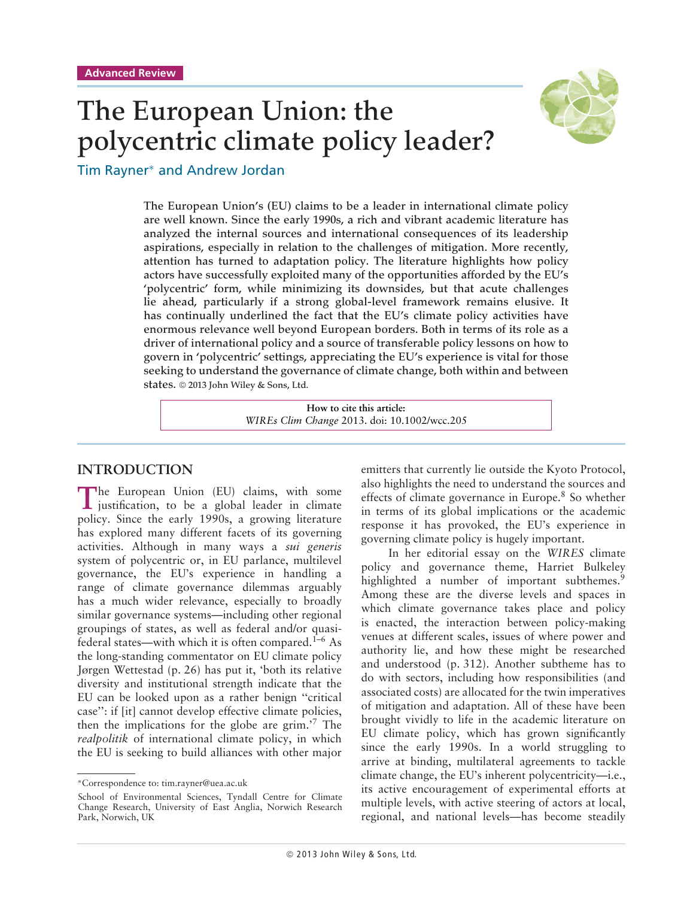Advanced Review

# The European Union: the polycentric climate policy leader?

Tim Rayner* and Andrew Jordan

**The European Union's (EU) claims to be a leader in international climate policy are well known. Since the early 1990s, a rich and vibrant academic literature has analyzed the internal sources and international consequences of its leadership aspirations, especially in relation to the challenges of mitigation. More recently, attention has turned to adaptation policy. The literature highlights how policy actors have successfully exploited many of the opportunities afforded by the EU's 'polycentric' form, while minimizing its downsides, but that acute challenges lie ahead, particularly if a strong global-level framework remains elusive. It has continually underlined the fact that the EU's climate policy activities have enormous relevance well beyond European borders. Both in terms of its role as a driver of international policy and a source of transferable policy lessons on how to govern in 'polycentric' settings, appreciating the EU's experience is vital for those seeking to understand the governance of climate change, both within and between states.** © 2013 John Wiley & Sons, Ltd.

**How to cite this article:**
*WIREs Clim Change* 2013. doi: 10.1002/wcc.205

## INTRODUCTION

The European Union (EU) claims, with some justification, to be a global leader in climate policy. Since the early 1990s, a growing literature has explored many different facets of its governing activities. Although in many ways a *sui generis* system of polycentric or, in EU parlance, multilevel governance, the EU's experience in handling a range of climate governance dilemmas arguably has a much wider relevance, especially to broadly similar governance systems—including other regional groupings of states, as well as federal and/or quasi-federal states—with which it is often compared.[1–6] As the long-standing commentator on EU climate policy Jørgen Wettestad (p. 26) has put it, 'both its relative diversity and institutional strength indicate that the EU can be looked upon as a rather benign "critical case": if [it] cannot develop effective climate policies, then the implications for the globe are grim.'[7] The *realpolitik* of international climate policy, in which the EU is seeking to build alliances with other major emitters that currently lie outside the Kyoto Protocol, also highlights the need to understand the sources and effects of climate governance in Europe.[8] So whether in terms of its global implications or the academic response it has provoked, the EU's experience in governing climate policy is hugely important.

In her editorial essay on the *WIRES* climate policy and governance theme, Harriet Bulkeley highlighted a number of important subthemes.[9] Among these are the diverse levels and spaces in which climate governance takes place and policy is enacted, the interaction between policy-making venues at different scales, issues of where power and authority lie, and how these might be researched and understood (p. 312). Another subtheme has to do with sectors, including how responsibilities (and associated costs) are allocated for the twin imperatives of mitigation and adaptation. All of these have been brought vividly to life in the academic literature on EU climate policy, which has grown significantly since the early 1990s. In a world struggling to arrive at binding, multilateral agreements to tackle climate change, the EU's inherent polycentricity—i.e., its active encouragement of experimental efforts at multiple levels, with active steering of actors at local, regional, and national levels—has become steadily

*Correspondence to: tim.rayner@uea.ac.uk

School of Environmental Sciences, Tyndall Centre for Climate Change Research, University of East Anglia, Norwich Research Park, Norwich, UK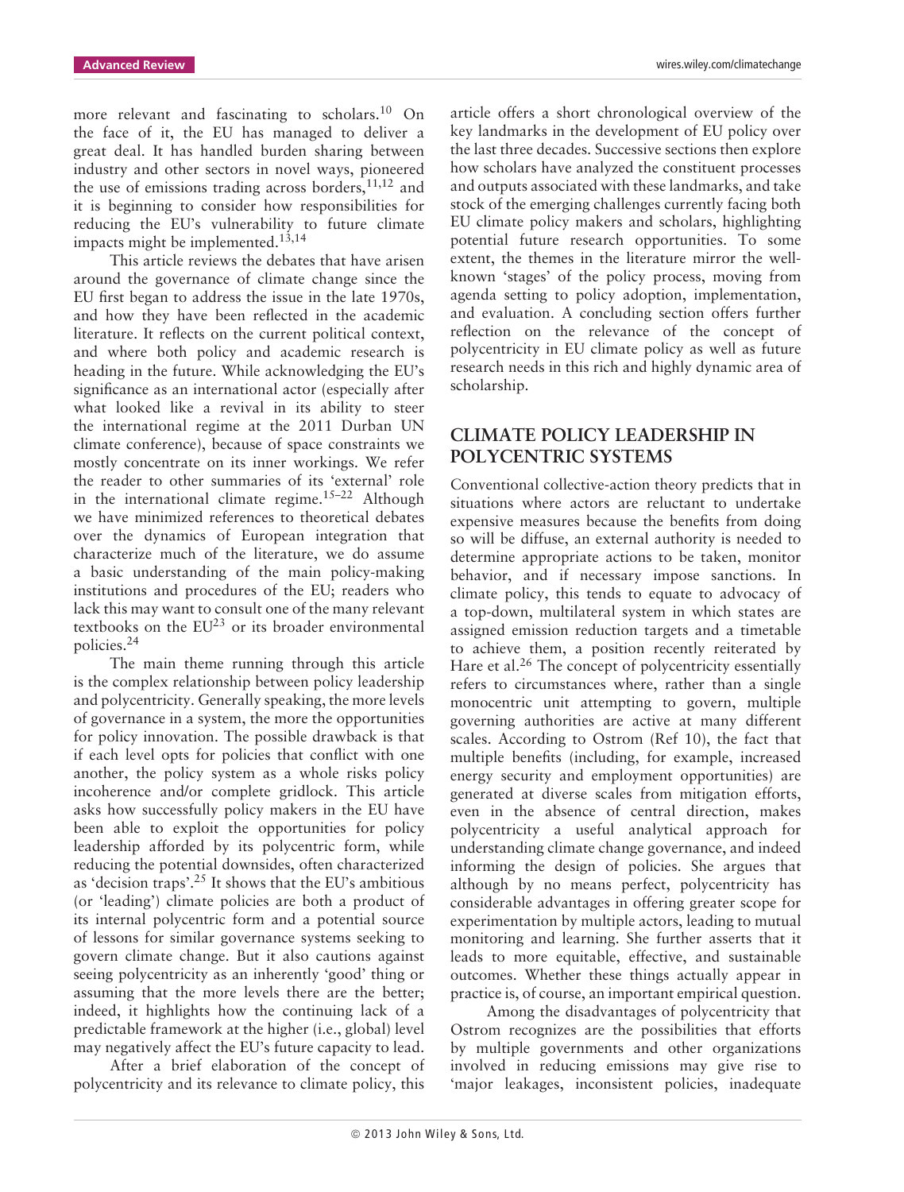more relevant and fascinating to scholars.[10] On the face of it, the EU has managed to deliver a great deal. It has handled burden sharing between industry and other sectors in novel ways, pioneered the use of emissions trading across borders,[11,12] and it is beginning to consider how responsibilities for reducing the EU's vulnerability to future climate impacts might be implemented.[13,14]

This article reviews the debates that have arisen around the governance of climate change since the EU first began to address the issue in the late 1970s, and how they have been reflected in the academic literature. It reflects on the current political context, and where both policy and academic research is heading in the future. While acknowledging the EU's significance as an international actor (especially after what looked like a revival in its ability to steer the international regime at the 2011 Durban UN climate conference), because of space constraints we mostly concentrate on its inner workings. We refer the reader to other summaries of its 'external' role in the international climate regime.[15–22] Although we have minimized references to theoretical debates over the dynamics of European integration that characterize much of the literature, we do assume a basic understanding of the main policy-making institutions and procedures of the EU; readers who lack this may want to consult one of the many relevant textbooks on the EU[23] or its broader environmental policies.[24]

The main theme running through this article is the complex relationship between policy leadership and polycentricity. Generally speaking, the more levels of governance in a system, the more the opportunities for policy innovation. The possible drawback is that if each level opts for policies that conflict with one another, the policy system as a whole risks policy incoherence and/or complete gridlock. This article asks how successfully policy makers in the EU have been able to exploit the opportunities for policy leadership afforded by its polycentric form, while reducing the potential downsides, often characterized as 'decision traps'.[25] It shows that the EU's ambitious (or 'leading') climate policies are both a product of its internal polycentric form and a potential source of lessons for similar governance systems seeking to govern climate change. But it also cautions against seeing polycentricity as an inherently 'good' thing or assuming that the more levels there are the better; indeed, it highlights how the continuing lack of a predictable framework at the higher (i.e., global) level may negatively affect the EU's future capacity to lead.

After a brief elaboration of the concept of polycentricity and its relevance to climate policy, this article offers a short chronological overview of the key landmarks in the development of EU policy over the last three decades. Successive sections then explore how scholars have analyzed the constituent processes and outputs associated with these landmarks, and take stock of the emerging challenges currently facing both EU climate policy makers and scholars, highlighting potential future research opportunities. To some extent, the themes in the literature mirror the well-known 'stages' of the policy process, moving from agenda setting to policy adoption, implementation, and evaluation. A concluding section offers further reflection on the relevance of the concept of polycentricity in EU climate policy as well as future research needs in this rich and highly dynamic area of scholarship.

## CLIMATE POLICY LEADERSHIP IN POLYCENTRIC SYSTEMS

Conventional collective-action theory predicts that in situations where actors are reluctant to undertake expensive measures because the benefits from doing so will be diffuse, an external authority is needed to determine appropriate actions to be taken, monitor behavior, and if necessary impose sanctions. In climate policy, this tends to equate to advocacy of a top-down, multilateral system in which states are assigned emission reduction targets and a timetable to achieve them, a position recently reiterated by Hare et al.[26] The concept of polycentricity essentially refers to circumstances where, rather than a single monocentric unit attempting to govern, multiple governing authorities are active at many different scales. According to Ostrom (Ref 10), the fact that multiple benefits (including, for example, increased energy security and employment opportunities) are generated at diverse scales from mitigation efforts, even in the absence of central direction, makes polycentricity a useful analytical approach for understanding climate change governance, and indeed informing the design of policies. She argues that although by no means perfect, polycentricity has considerable advantages in offering greater scope for experimentation by multiple actors, leading to mutual monitoring and learning. She further asserts that it leads to more equitable, effective, and sustainable outcomes. Whether these things actually appear in practice is, of course, an important empirical question.

Among the disadvantages of polycentricity that Ostrom recognizes are the possibilities that efforts by multiple governments and other organizations involved in reducing emissions may give rise to 'major leakages, inconsistent policies, inadequate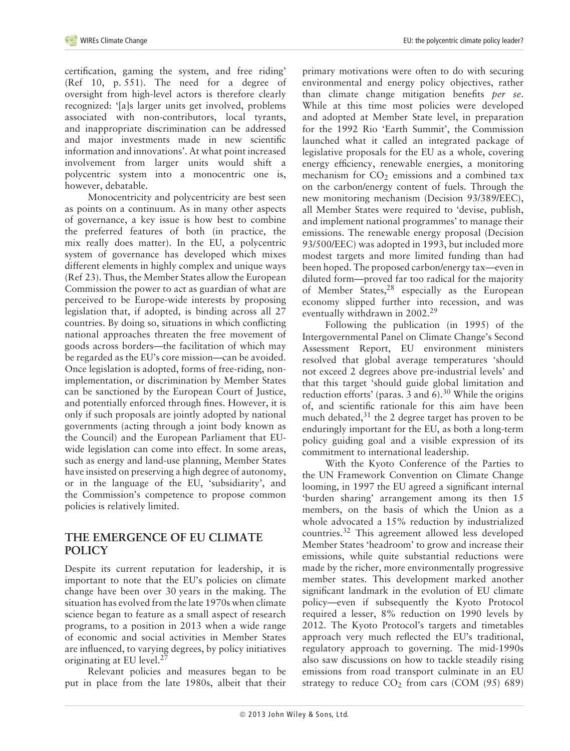certification, gaming the system, and free riding' (Ref 10, p. 551). The need for a degree of oversight from high-level actors is therefore clearly recognized: '[a]s larger units get involved, problems associated with non-contributors, local tyrants, and inappropriate discrimination can be addressed and major investments made in new scientific information and innovations'. At what point increased involvement from larger units would shift a polycentric system into a monocentric one is, however, debatable.

Monocentricity and polycentricity are best seen as points on a continuum. As in many other aspects of governance, a key issue is how best to combine the preferred features of both (in practice, the mix really does matter). In the EU, a polycentric system of governance has developed which mixes different elements in highly complex and unique ways (Ref 23). Thus, the Member States allow the European Commission the power to act as guardian of what are perceived to be Europe-wide interests by proposing legislation that, if adopted, is binding across all 27 countries. By doing so, situations in which conflicting national approaches threaten the free movement of goods across borders—the facilitation of which may be regarded as the EU's core mission—can be avoided. Once legislation is adopted, forms of free-riding, non-implementation, or discrimination by Member States can be sanctioned by the European Court of Justice, and potentially enforced through fines. However, it is only if such proposals are jointly adopted by national governments (acting through a joint body known as the Council) and the European Parliament that EU-wide legislation can come into effect. In some areas, such as energy and land-use planning, Member States have insisted on preserving a high degree of autonomy, or in the language of the EU, 'subsidiarity', and the Commission's competence to propose common policies is relatively limited.

## THE EMERGENCE OF EU CLIMATE POLICY

Despite its current reputation for leadership, it is important to note that the EU's policies on climate change have been over 30 years in the making. The situation has evolved from the late 1970s when climate science began to feature as a small aspect of research programs, to a position in 2013 when a wide range of economic and social activities in Member States are influenced, to varying degrees, by policy initiatives originating at EU level.[27]

Relevant policies and measures began to be put in place from the late 1980s, albeit that their primary motivations were often to do with securing environmental and energy policy objectives, rather than climate change mitigation benefits *per se*. While at this time most policies were developed and adopted at Member State level, in preparation for the 1992 Rio 'Earth Summit', the Commission launched what it called an integrated package of legislative proposals for the EU as a whole, covering energy efficiency, renewable energies, a monitoring mechanism for $CO_2$ emissions and a combined tax on the carbon/energy content of fuels. Through the new monitoring mechanism (Decision 93/389/EEC), all Member States were required to 'devise, publish, and implement national programmes' to manage their emissions. The renewable energy proposal (Decision 93/500/EEC) was adopted in 1993, but included more modest targets and more limited funding than had been hoped. The proposed carbon/energy tax—even in diluted form—proved far too radical for the majority of Member States,[28] especially as the European economy slipped further into recession, and was eventually withdrawn in 2002.[29]

Following the publication (in 1995) of the Intergovernmental Panel on Climate Change's Second Assessment Report, EU environment ministers resolved that global average temperatures 'should not exceed 2 degrees above pre-industrial levels' and that this target 'should guide global limitation and reduction efforts' (paras. 3 and 6).[30] While the origins of, and scientific rationale for this aim have been much debated,[31] the 2 degree target has proven to be enduringly important for the EU, as both a long-term policy guiding goal and a visible expression of its commitment to international leadership.

With the Kyoto Conference of the Parties to the UN Framework Convention on Climate Change looming, in 1997 the EU agreed a significant internal 'burden sharing' arrangement among its then 15 members, on the basis of which the Union as a whole advocated a 15% reduction by industrialized countries.[32] This agreement allowed less developed Member States 'headroom' to grow and increase their emissions, while quite substantial reductions were made by the richer, more environmentally progressive member states. This development marked another significant landmark in the evolution of EU climate policy—even if subsequently the Kyoto Protocol required a lesser, 8% reduction on 1990 levels by 2012. The Kyoto Protocol's targets and timetables approach very much reflected the EU's traditional, regulatory approach to governing. The mid-1990s also saw discussions on how to tackle steadily rising emissions from road transport culminate in an EU strategy to reduce $CO_2$ from cars (COM (95) 689)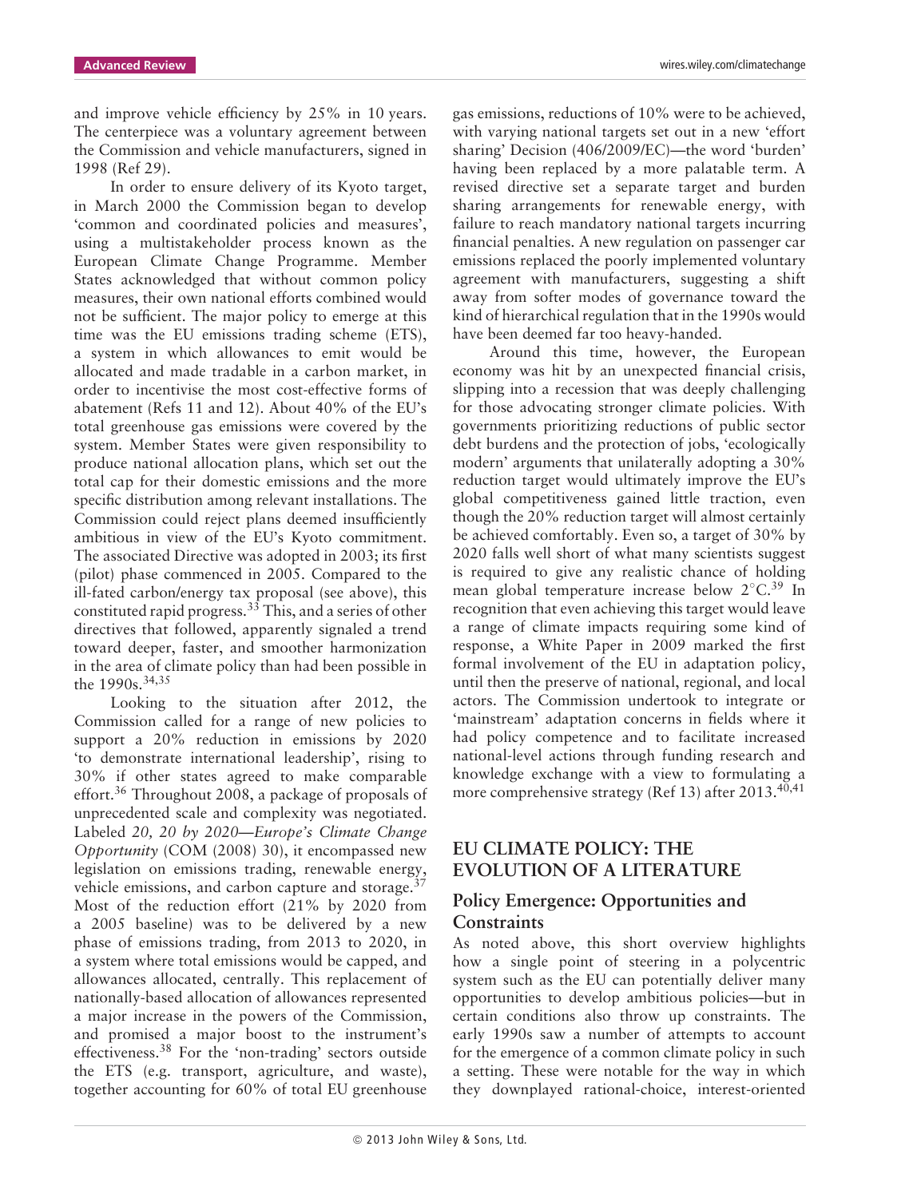and improve vehicle efficiency by 25% in 10 years. The centerpiece was a voluntary agreement between the Commission and vehicle manufacturers, signed in 1998 (Ref 29).

In order to ensure delivery of its Kyoto target, in March 2000 the Commission began to develop 'common and coordinated policies and measures', using a multistakeholder process known as the European Climate Change Programme. Member States acknowledged that without common policy measures, their own national efforts combined would not be sufficient. The major policy to emerge at this time was the EU emissions trading scheme (ETS), a system in which allowances to emit would be allocated and made tradable in a carbon market, in order to incentivise the most cost-effective forms of abatement (Refs 11 and 12). About 40% of the EU's total greenhouse gas emissions were covered by the system. Member States were given responsibility to produce national allocation plans, which set out the total cap for their domestic emissions and the more specific distribution among relevant installations. The Commission could reject plans deemed insufficiently ambitious in view of the EU's Kyoto commitment. The associated Directive was adopted in 2003; its first (pilot) phase commenced in 2005. Compared to the ill-fated carbon/energy tax proposal (see above), this constituted rapid progress.[33] This, and a series of other directives that followed, apparently signaled a trend toward deeper, faster, and smoother harmonization in the area of climate policy than had been possible in the 1990s.[34,35]

Looking to the situation after 2012, the Commission called for a range of new policies to support a 20% reduction in emissions by 2020 'to demonstrate international leadership', rising to 30% if other states agreed to make comparable effort.[36] Throughout 2008, a package of proposals of unprecedented scale and complexity was negotiated. Labeled *20, 20 by 2020—Europe's Climate Change Opportunity* (COM (2008) 30), it encompassed new legislation on emissions trading, renewable energy, vehicle emissions, and carbon capture and storage.[37] Most of the reduction effort (21% by 2020 from a 2005 baseline) was to be delivered by a new phase of emissions trading, from 2013 to 2020, in a system where total emissions would be capped, and allowances allocated, centrally. This replacement of nationally-based allocation of allowances represented a major increase in the powers of the Commission, and promised a major boost to the instrument's effectiveness.[38] For the 'non-trading' sectors outside the ETS (e.g. transport, agriculture, and waste), together accounting for 60% of total EU greenhouse gas emissions, reductions of 10% were to be achieved, with varying national targets set out in a new 'effort sharing' Decision (406/2009/EC)—the word 'burden' having been replaced by a more palatable term. A revised directive set a separate target and burden sharing arrangements for renewable energy, with failure to reach mandatory national targets incurring financial penalties. A new regulation on passenger car emissions replaced the poorly implemented voluntary agreement with manufacturers, suggesting a shift away from softer modes of governance toward the kind of hierarchical regulation that in the 1990s would have been deemed far too heavy-handed.

Around this time, however, the European economy was hit by an unexpected financial crisis, slipping into a recession that was deeply challenging for those advocating stronger climate policies. With governments prioritizing reductions of public sector debt burdens and the protection of jobs, 'ecologically modern' arguments that unilaterally adopting a 30% reduction target would ultimately improve the EU's global competitiveness gained little traction, even though the 20% reduction target will almost certainly be achieved comfortably. Even so, a target of 30% by 2020 falls well short of what many scientists suggest is required to give any realistic chance of holding mean global temperature increase below 2°C.[39] In recognition that even achieving this target would leave a range of climate impacts requiring some kind of response, a White Paper in 2009 marked the first formal involvement of the EU in adaptation policy, until then the preserve of national, regional, and local actors. The Commission undertook to integrate or 'mainstream' adaptation concerns in fields where it had policy competence and to facilitate increased national-level actions through funding research and knowledge exchange with a view to formulating a more comprehensive strategy (Ref 13) after 2013.[40,41]

## EU CLIMATE POLICY: THE EVOLUTION OF A LITERATURE

### Policy Emergence: Opportunities and Constraints

As noted above, this short overview highlights how a single point of steering in a polycentric system such as the EU can potentially deliver many opportunities to develop ambitious policies—but in certain conditions also throw up constraints. The early 1990s saw a number of attempts to account for the emergence of a common climate policy in such a setting. These were notable for the way in which they downplayed rational-choice, interest-oriented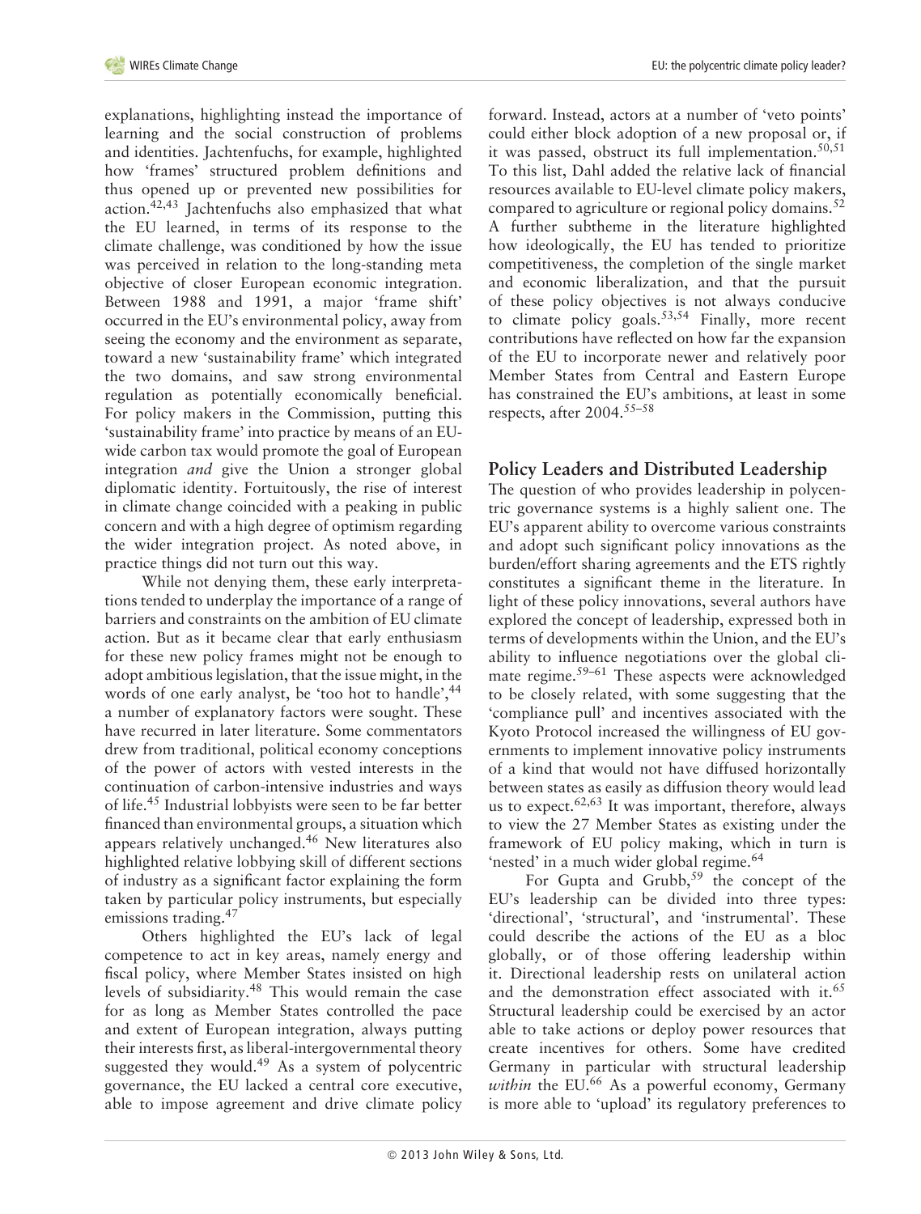explanations, highlighting instead the importance of learning and the social construction of problems and identities. Jachtenfuchs, for example, highlighted how 'frames' structured problem definitions and thus opened up or prevented new possibilities for action.[42,43] Jachtenfuchs also emphasized that what the EU learned, in terms of its response to the climate challenge, was conditioned by how the issue was perceived in relation to the long-standing meta objective of closer European economic integration. Between 1988 and 1991, a major 'frame shift' occurred in the EU's environmental policy, away from seeing the economy and the environment as separate, toward a new 'sustainability frame' which integrated the two domains, and saw strong environmental regulation as potentially economically beneficial. For policy makers in the Commission, putting this 'sustainability frame' into practice by means of an EU-wide carbon tax would promote the goal of European integration *and* give the Union a stronger global diplomatic identity. Fortuitously, the rise of interest in climate change coincided with a peaking in public concern and with a high degree of optimism regarding the wider integration project. As noted above, in practice things did not turn out this way.

While not denying them, these early interpretations tended to underplay the importance of a range of barriers and constraints on the ambition of EU climate action. But as it became clear that early enthusiasm for these new policy frames might not be enough to adopt ambitious legislation, that the issue might, in the words of one early analyst, be 'too hot to handle',[44] a number of explanatory factors were sought. These have recurred in later literature. Some commentators drew from traditional, political economy conceptions of the power of actors with vested interests in the continuation of carbon-intensive industries and ways of life.[45] Industrial lobbyists were seen to be far better financed than environmental groups, a situation which appears relatively unchanged.[46] New literatures also highlighted relative lobbying skill of different sections of industry as a significant factor explaining the form taken by particular policy instruments, but especially emissions trading.[47]

Others highlighted the EU's lack of legal competence to act in key areas, namely energy and fiscal policy, where Member States insisted on high levels of subsidiarity.[48] This would remain the case for as long as Member States controlled the pace and extent of European integration, always putting their interests first, as liberal-intergovernmental theory suggested they would.[49] As a system of polycentric governance, the EU lacked a central core executive, able to impose agreement and drive climate policy forward. Instead, actors at a number of 'veto points' could either block adoption of a new proposal or, if it was passed, obstruct its full implementation.[50,51] To this list, Dahl added the relative lack of financial resources available to EU-level climate policy makers, compared to agriculture or regional policy domains.[52] A further subtheme in the literature highlighted how ideologically, the EU has tended to prioritize competitiveness, the completion of the single market and economic liberalization, and that the pursuit of these policy objectives is not always conducive to climate policy goals.[53,54] Finally, more recent contributions have reflected on how far the expansion of the EU to incorporate newer and relatively poor Member States from Central and Eastern Europe has constrained the EU's ambitions, at least in some respects, after 2004.[55–58]

## Policy Leaders and Distributed Leadership

The question of who provides leadership in polycentric governance systems is a highly salient one. The EU's apparent ability to overcome various constraints and adopt such significant policy innovations as the burden/effort sharing agreements and the ETS rightly constitutes a significant theme in the literature. In light of these policy innovations, several authors have explored the concept of leadership, expressed both in terms of developments within the Union, and the EU's ability to influence negotiations over the global climate regime.[59–61] These aspects were acknowledged to be closely related, with some suggesting that the 'compliance pull' and incentives associated with the Kyoto Protocol increased the willingness of EU governments to implement innovative policy instruments of a kind that would not have diffused horizontally between states as easily as diffusion theory would lead us to expect.[62,63] It was important, therefore, always to view the 27 Member States as existing under the framework of EU policy making, which in turn is 'nested' in a much wider global regime.[64]

For Gupta and Grubb,[59] the concept of the EU's leadership can be divided into three types: 'directional', 'structural', and 'instrumental'. These could describe the actions of the EU as a bloc globally, or of those offering leadership within it. Directional leadership rests on unilateral action and the demonstration effect associated with it.[65] Structural leadership could be exercised by an actor able to take actions or deploy power resources that create incentives for others. Some have credited Germany in particular with structural leadership *within* the EU.[66] As a powerful economy, Germany is more able to 'upload' its regulatory preferences to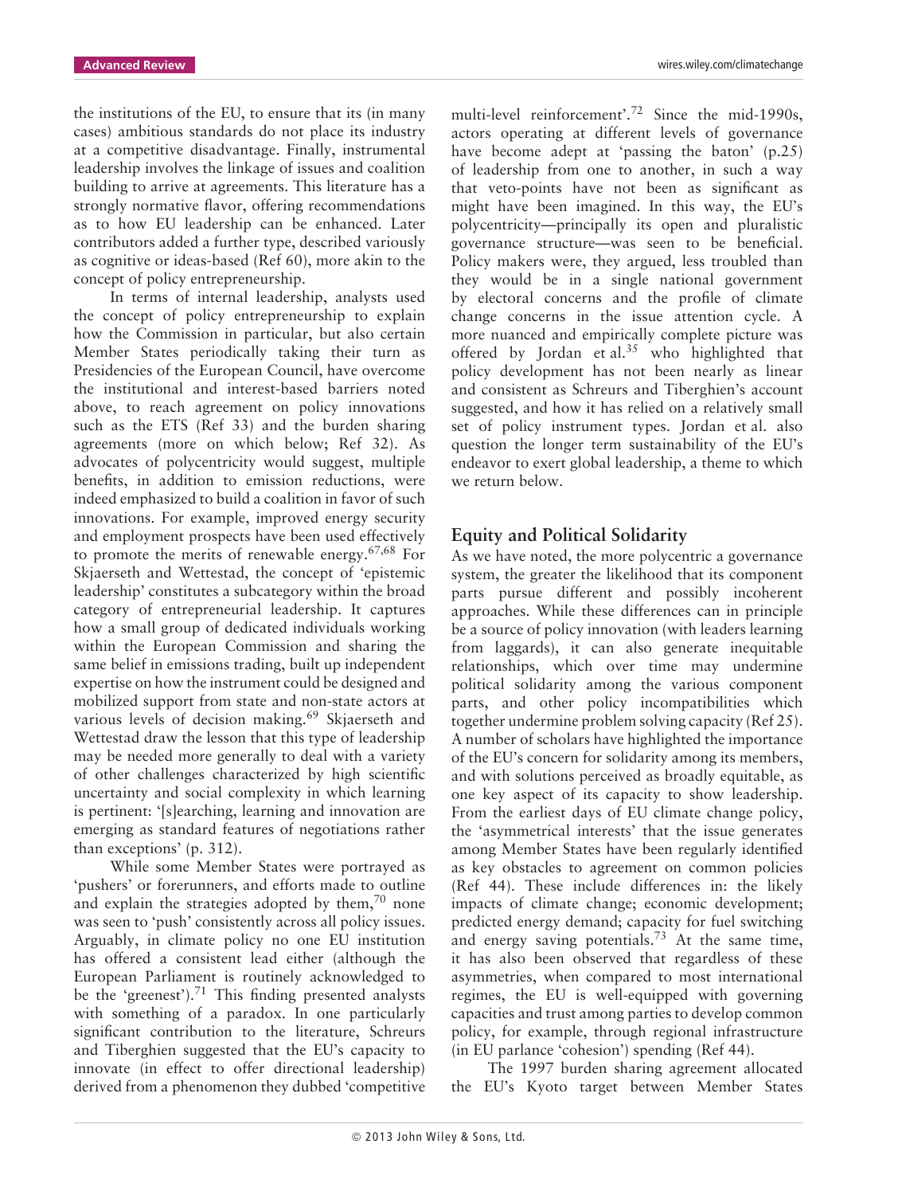the institutions of the EU, to ensure that its (in many cases) ambitious standards do not place its industry at a competitive disadvantage. Finally, instrumental leadership involves the linkage of issues and coalition building to arrive at agreements. This literature has a strongly normative flavor, offering recommendations as to how EU leadership can be enhanced. Later contributors added a further type, described variously as cognitive or ideas-based (Ref 60), more akin to the concept of policy entrepreneurship.

In terms of internal leadership, analysts used the concept of policy entrepreneurship to explain how the Commission in particular, but also certain Member States periodically taking their turn as Presidencies of the European Council, have overcome the institutional and interest-based barriers noted above, to reach agreement on policy innovations such as the ETS (Ref 33) and the burden sharing agreements (more on which below; Ref 32). As advocates of polycentricity would suggest, multiple benefits, in addition to emission reductions, were indeed emphasized to build a coalition in favor of such innovations. For example, improved energy security and employment prospects have been used effectively to promote the merits of renewable energy.[67,68] For Skjaerseth and Wettestad, the concept of 'epistemic leadership' constitutes a subcategory within the broad category of entrepreneurial leadership. It captures how a small group of dedicated individuals working within the European Commission and sharing the same belief in emissions trading, built up independent expertise on how the instrument could be designed and mobilized support from state and non-state actors at various levels of decision making.[69] Skjaerseth and Wettestad draw the lesson that this type of leadership may be needed more generally to deal with a variety of other challenges characterized by high scientific uncertainty and social complexity in which learning is pertinent: '[s]earching, learning and innovation are emerging as standard features of negotiations rather than exceptions' (p. 312).

While some Member States were portrayed as 'pushers' or forerunners, and efforts made to outline and explain the strategies adopted by them,[70] none was seen to 'push' consistently across all policy issues. Arguably, in climate policy no one EU institution has offered a consistent lead either (although the European Parliament is routinely acknowledged to be the 'greenest').[71] This finding presented analysts with something of a paradox. In one particularly significant contribution to the literature, Schreurs and Tiberghien suggested that the EU's capacity to innovate (in effect to offer directional leadership) derived from a phenomenon they dubbed 'competitive multi-level reinforcement'.[72] Since the mid-1990s, actors operating at different levels of governance have become adept at 'passing the baton' (p.25) of leadership from one to another, in such a way that veto-points have not been as significant as might have been imagined. In this way, the EU's polycentricity—principally its open and pluralistic governance structure—was seen to be beneficial. Policy makers were, they argued, less troubled than they would be in a single national government by electoral concerns and the profile of climate change concerns in the issue attention cycle. A more nuanced and empirically complete picture was offered by Jordan et al.[35] who highlighted that policy development has not been nearly as linear and consistent as Schreurs and Tiberghien's account suggested, and how it has relied on a relatively small set of policy instrument types. Jordan et al. also question the longer term sustainability of the EU's endeavor to exert global leadership, a theme to which we return below.

## Equity and Political Solidarity

As we have noted, the more polycentric a governance system, the greater the likelihood that its component parts pursue different and possibly incoherent approaches. While these differences can in principle be a source of policy innovation (with leaders learning from laggards), it can also generate inequitable relationships, which over time may undermine political solidarity among the various component parts, and other policy incompatibilities which together undermine problem solving capacity (Ref 25). A number of scholars have highlighted the importance of the EU's concern for solidarity among its members, and with solutions perceived as broadly equitable, as one key aspect of its capacity to show leadership. From the earliest days of EU climate change policy, the 'asymmetrical interests' that the issue generates among Member States have been regularly identified as key obstacles to agreement on common policies (Ref 44). These include differences in: the likely impacts of climate change; economic development; predicted energy demand; capacity for fuel switching and energy saving potentials.[73] At the same time, it has also been observed that regardless of these asymmetries, when compared to most international regimes, the EU is well-equipped with governing capacities and trust among parties to develop common policy, for example, through regional infrastructure (in EU parlance 'cohesion') spending (Ref 44).

The 1997 burden sharing agreement allocated the EU's Kyoto target between Member States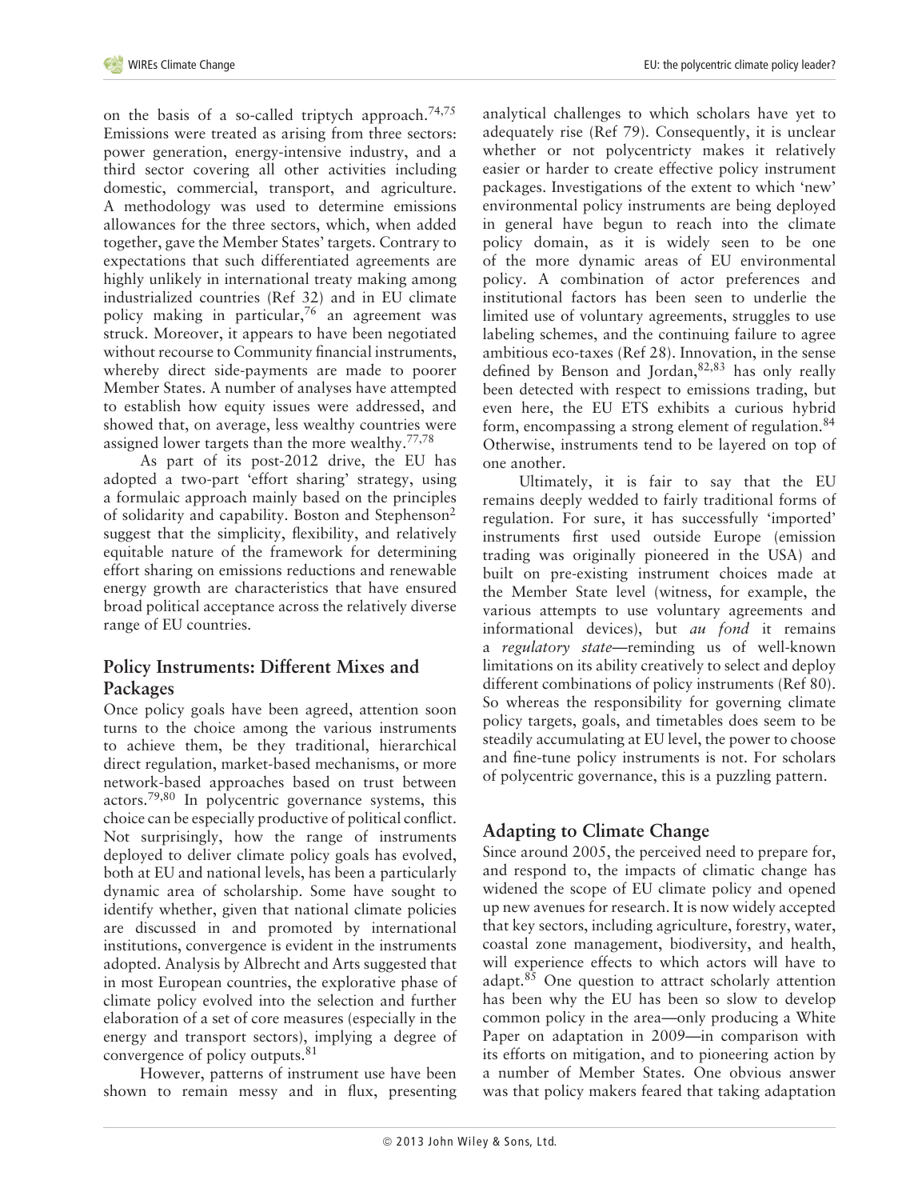on the basis of a so-called triptych approach.[74,75] Emissions were treated as arising from three sectors: power generation, energy-intensive industry, and a third sector covering all other activities including domestic, commercial, transport, and agriculture. A methodology was used to determine emissions allowances for the three sectors, which, when added together, gave the Member States' targets. Contrary to expectations that such differentiated agreements are highly unlikely in international treaty making among industrialized countries (Ref 32) and in EU climate policy making in particular,[76] an agreement was struck. Moreover, it appears to have been negotiated without recourse to Community financial instruments, whereby direct side-payments are made to poorer Member States. A number of analyses have attempted to establish how equity issues were addressed, and showed that, on average, less wealthy countries were assigned lower targets than the more wealthy.[77,78]

As part of its post-2012 drive, the EU has adopted a two-part 'effort sharing' strategy, using a formulaic approach mainly based on the principles of solidarity and capability. Boston and Stephenson[2] suggest that the simplicity, flexibility, and relatively equitable nature of the framework for determining effort sharing on emissions reductions and renewable energy growth are characteristics that have ensured broad political acceptance across the relatively diverse range of EU countries.

## Policy Instruments: Different Mixes and Packages

Once policy goals have been agreed, attention soon turns to the choice among the various instruments to achieve them, be they traditional, hierarchical direct regulation, market-based mechanisms, or more network-based approaches based on trust between actors.[79,80] In polycentric governance systems, this choice can be especially productive of political conflict. Not surprisingly, how the range of instruments deployed to deliver climate policy goals has evolved, both at EU and national levels, has been a particularly dynamic area of scholarship. Some have sought to identify whether, given that national climate policies are discussed in and promoted by international institutions, convergence is evident in the instruments adopted. Analysis by Albrecht and Arts suggested that in most European countries, the explorative phase of climate policy evolved into the selection and further elaboration of a set of core measures (especially in the energy and transport sectors), implying a degree of convergence of policy outputs.[81]

However, patterns of instrument use have been shown to remain messy and in flux, presenting analytical challenges to which scholars have yet to adequately rise (Ref 79). Consequently, it is unclear whether or not polycentricty makes it relatively easier or harder to create effective policy instrument packages. Investigations of the extent to which 'new' environmental policy instruments are being deployed in general have begun to reach into the climate policy domain, as it is widely seen to be one of the more dynamic areas of EU environmental policy. A combination of actor preferences and institutional factors has been seen to underlie the limited use of voluntary agreements, struggles to use labeling schemes, and the continuing failure to agree ambitious eco-taxes (Ref 28). Innovation, in the sense defined by Benson and Jordan,[82,83] has only really been detected with respect to emissions trading, but even here, the EU ETS exhibits a curious hybrid form, encompassing a strong element of regulation.[84] Otherwise, instruments tend to be layered on top of one another.

Ultimately, it is fair to say that the EU remains deeply wedded to fairly traditional forms of regulation. For sure, it has successfully 'imported' instruments first used outside Europe (emission trading was originally pioneered in the USA) and built on pre-existing instrument choices made at the Member State level (witness, for example, the various attempts to use voluntary agreements and informational devices), but *au fond* it remains a *regulatory state*—reminding us of well-known limitations on its ability creatively to select and deploy different combinations of policy instruments (Ref 80). So whereas the responsibility for governing climate policy targets, goals, and timetables does seem to be steadily accumulating at EU level, the power to choose and fine-tune policy instruments is not. For scholars of polycentric governance, this is a puzzling pattern.

## Adapting to Climate Change

Since around 2005, the perceived need to prepare for, and respond to, the impacts of climatic change has widened the scope of EU climate policy and opened up new avenues for research. It is now widely accepted that key sectors, including agriculture, forestry, water, coastal zone management, biodiversity, and health, will experience effects to which actors will have to adapt.[85] One question to attract scholarly attention has been why the EU has been so slow to develop common policy in the area—only producing a White Paper on adaptation in 2009—in comparison with its efforts on mitigation, and to pioneering action by a number of Member States. One obvious answer was that policy makers feared that taking adaptation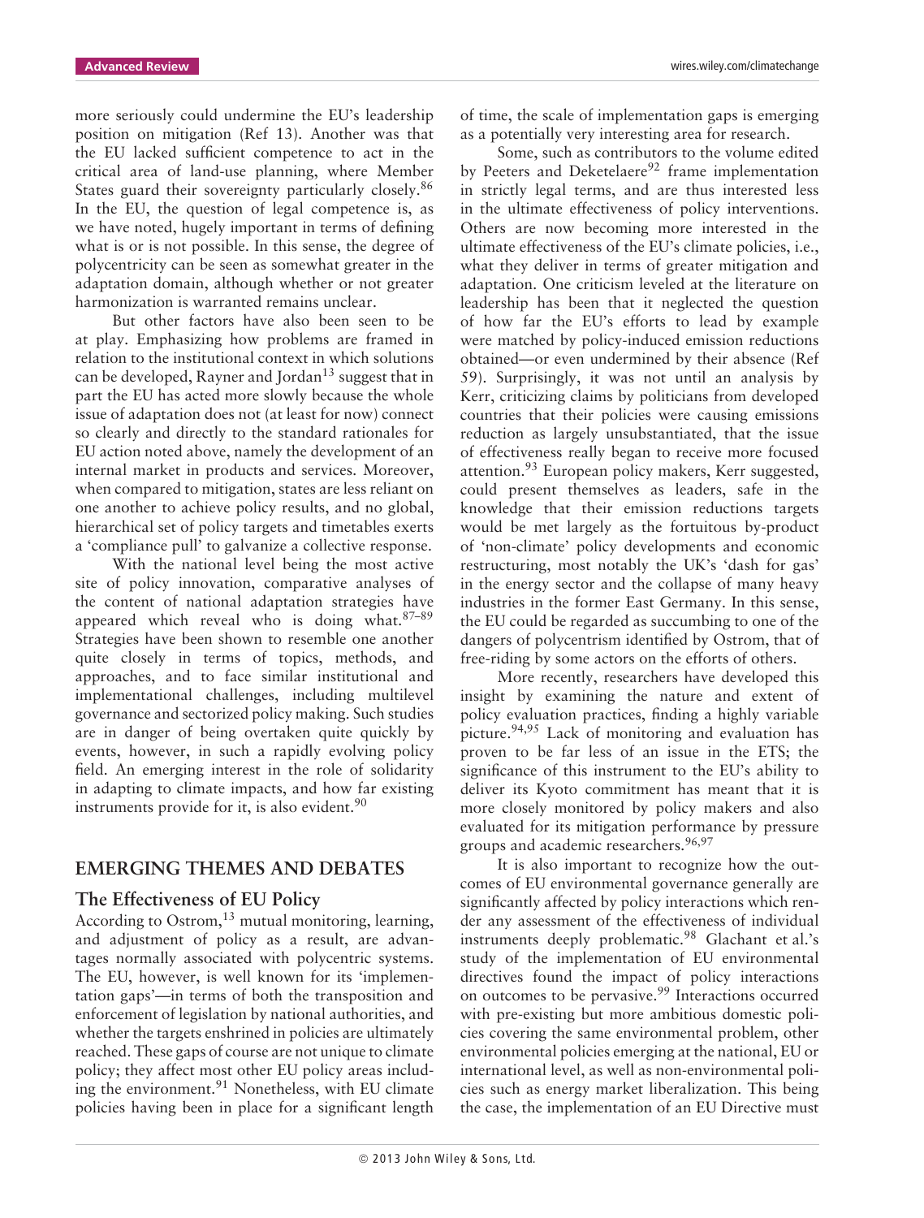more seriously could undermine the EU's leadership position on mitigation (Ref 13). Another was that the EU lacked sufficient competence to act in the critical area of land-use planning, where Member States guard their sovereignty particularly closely.[86] In the EU, the question of legal competence is, as we have noted, hugely important in terms of defining what is or is not possible. In this sense, the degree of polycentricity can be seen as somewhat greater in the adaptation domain, although whether or not greater harmonization is warranted remains unclear.

But other factors have also been seen to be at play. Emphasizing how problems are framed in relation to the institutional context in which solutions can be developed, Rayner and Jordan[13] suggest that in part the EU has acted more slowly because the whole issue of adaptation does not (at least for now) connect so clearly and directly to the standard rationales for EU action noted above, namely the development of an internal market in products and services. Moreover, when compared to mitigation, states are less reliant on one another to achieve policy results, and no global, hierarchical set of policy targets and timetables exerts a 'compliance pull' to galvanize a collective response.

With the national level being the most active site of policy innovation, comparative analyses of the content of national adaptation strategies have appeared which reveal who is doing what.[87–89] Strategies have been shown to resemble one another quite closely in terms of topics, methods, and approaches, and to face similar institutional and implementational challenges, including multilevel governance and sectorized policy making. Such studies are in danger of being overtaken quite quickly by events, however, in such a rapidly evolving policy field. An emerging interest in the role of solidarity in adapting to climate impacts, and how far existing instruments provide for it, is also evident.[90]

## EMERGING THEMES AND DEBATES

### The Effectiveness of EU Policy

According to Ostrom,[13] mutual monitoring, learning, and adjustment of policy as a result, are advantages normally associated with polycentric systems. The EU, however, is well known for its 'implementation gaps'—in terms of both the transposition and enforcement of legislation by national authorities, and whether the targets enshrined in policies are ultimately reached. These gaps of course are not unique to climate policy; they affect most other EU policy areas including the environment.[91] Nonetheless, with EU climate policies having been in place for a significant length of time, the scale of implementation gaps is emerging as a potentially very interesting area for research.

Some, such as contributors to the volume edited by Peeters and Deketelaere[92] frame implementation in strictly legal terms, and are thus interested less in the ultimate effectiveness of policy interventions. Others are now becoming more interested in the ultimate effectiveness of the EU's climate policies, i.e., what they deliver in terms of greater mitigation and adaptation. One criticism leveled at the literature on leadership has been that it neglected the question of how far the EU's efforts to lead by example were matched by policy-induced emission reductions obtained—or even undermined by their absence (Ref 59). Surprisingly, it was not until an analysis by Kerr, criticizing claims by politicians from developed countries that their policies were causing emissions reduction as largely unsubstantiated, that the issue of effectiveness really began to receive more focused attention.[93] European policy makers, Kerr suggested, could present themselves as leaders, safe in the knowledge that their emission reductions targets would be met largely as the fortuitous by-product of 'non-climate' policy developments and economic restructuring, most notably the UK's 'dash for gas' in the energy sector and the collapse of many heavy industries in the former East Germany. In this sense, the EU could be regarded as succumbing to one of the dangers of polycentrism identified by Ostrom, that of free-riding by some actors on the efforts of others.

More recently, researchers have developed this insight by examining the nature and extent of policy evaluation practices, finding a highly variable picture.[94,95] Lack of monitoring and evaluation has proven to be far less of an issue in the ETS; the significance of this instrument to the EU's ability to deliver its Kyoto commitment has meant that it is more closely monitored by policy makers and also evaluated for its mitigation performance by pressure groups and academic researchers.[96,97]

It is also important to recognize how the outcomes of EU environmental governance generally are significantly affected by policy interactions which render any assessment of the effectiveness of individual instruments deeply problematic.[98] Glachant et al.'s study of the implementation of EU environmental directives found the impact of policy interactions on outcomes to be pervasive.[99] Interactions occurred with pre-existing but more ambitious domestic policies covering the same environmental problem, other environmental policies emerging at the national, EU or international level, as well as non-environmental policies such as energy market liberalization. This being the case, the implementation of an EU Directive must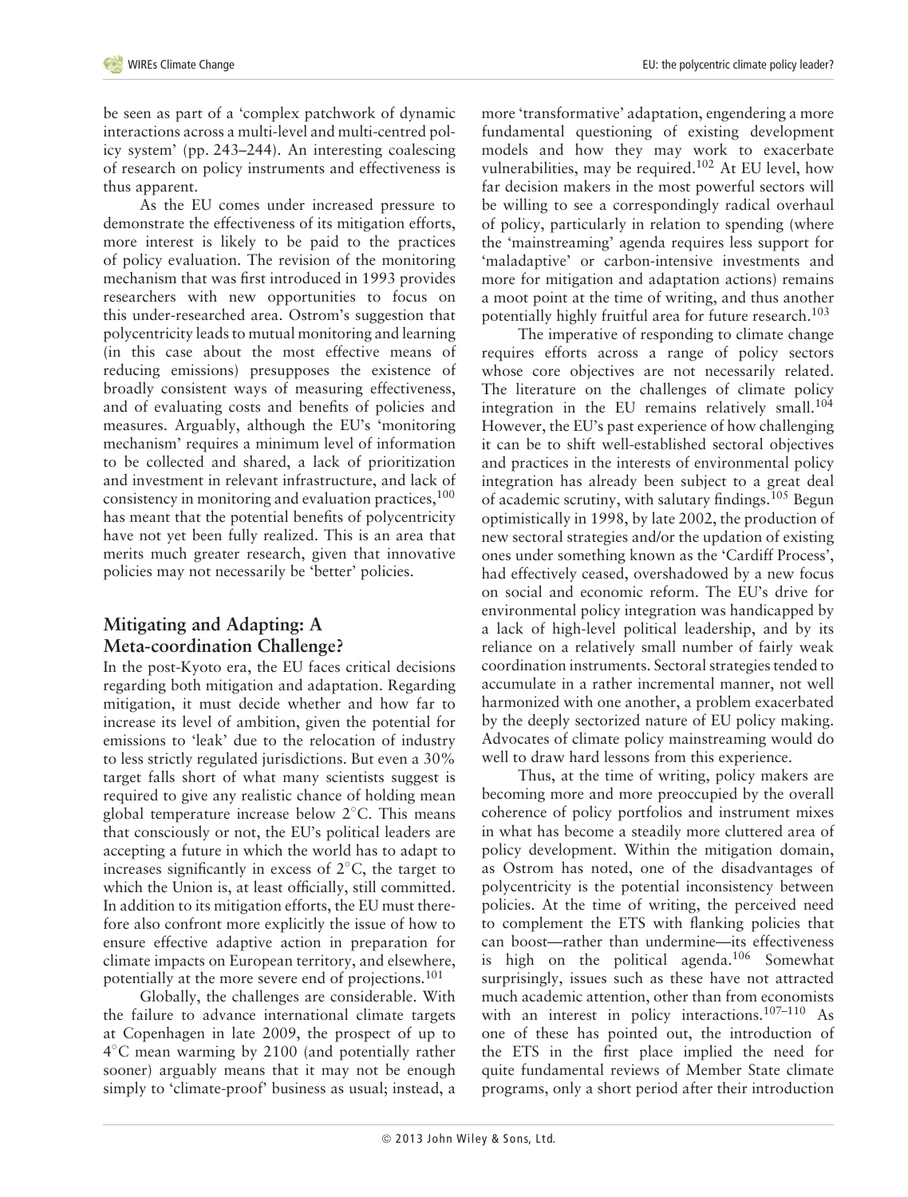be seen as part of a 'complex patchwork of dynamic interactions across a multi-level and multi-centred policy system' (pp. 243–244). An interesting coalescing of research on policy instruments and effectiveness is thus apparent.

As the EU comes under increased pressure to demonstrate the effectiveness of its mitigation efforts, more interest is likely to be paid to the practices of policy evaluation. The revision of the monitoring mechanism that was first introduced in 1993 provides researchers with new opportunities to focus on this under-researched area. Ostrom's suggestion that polycentricity leads to mutual monitoring and learning (in this case about the most effective means of reducing emissions) presupposes the existence of broadly consistent ways of measuring effectiveness, and of evaluating costs and benefits of policies and measures. Arguably, although the EU's 'monitoring mechanism' requires a minimum level of information to be collected and shared, a lack of prioritization and investment in relevant infrastructure, and lack of consistency in monitoring and evaluation practices,[100] has meant that the potential benefits of polycentricity have not yet been fully realized. This is an area that merits much greater research, given that innovative policies may not necessarily be 'better' policies.

## Mitigating and Adapting: A Meta-coordination Challenge?

In the post-Kyoto era, the EU faces critical decisions regarding both mitigation and adaptation. Regarding mitigation, it must decide whether and how far to increase its level of ambition, given the potential for emissions to 'leak' due to the relocation of industry to less strictly regulated jurisdictions. But even a 30% target falls short of what many scientists suggest is required to give any realistic chance of holding mean global temperature increase below 2°C. This means that consciously or not, the EU's political leaders are accepting a future in which the world has to adapt to increases significantly in excess of 2°C, the target to which the Union is, at least officially, still committed. In addition to its mitigation efforts, the EU must therefore also confront more explicitly the issue of how to ensure effective adaptive action in preparation for climate impacts on European territory, and elsewhere, potentially at the more severe end of projections.[101]

Globally, the challenges are considerable. With the failure to advance international climate targets at Copenhagen in late 2009, the prospect of up to 4°C mean warming by 2100 (and potentially rather sooner) arguably means that it may not be enough simply to 'climate-proof' business as usual; instead, a more 'transformative' adaptation, engendering a more fundamental questioning of existing development models and how they may work to exacerbate vulnerabilities, may be required.[102] At EU level, how far decision makers in the most powerful sectors will be willing to see a correspondingly radical overhaul of policy, particularly in relation to spending (where the 'mainstreaming' agenda requires less support for 'maladaptive' or carbon-intensive investments and more for mitigation and adaptation actions) remains a moot point at the time of writing, and thus another potentially highly fruitful area for future research.[103]

The imperative of responding to climate change requires efforts across a range of policy sectors whose core objectives are not necessarily related. The literature on the challenges of climate policy integration in the EU remains relatively small.[104] However, the EU's past experience of how challenging it can be to shift well-established sectoral objectives and practices in the interests of environmental policy integration has already been subject to a great deal of academic scrutiny, with salutary findings.[105] Begun optimistically in 1998, by late 2002, the production of new sectoral strategies and/or the updation of existing ones under something known as the 'Cardiff Process', had effectively ceased, overshadowed by a new focus on social and economic reform. The EU's drive for environmental policy integration was handicapped by a lack of high-level political leadership, and by its reliance on a relatively small number of fairly weak coordination instruments. Sectoral strategies tended to accumulate in a rather incremental manner, not well harmonized with one another, a problem exacerbated by the deeply sectorized nature of EU policy making. Advocates of climate policy mainstreaming would do well to draw hard lessons from this experience.

Thus, at the time of writing, policy makers are becoming more and more preoccupied by the overall coherence of policy portfolios and instrument mixes in what has become a steadily more cluttered area of policy development. Within the mitigation domain, as Ostrom has noted, one of the disadvantages of polycentricity is the potential inconsistency between policies. At the time of writing, the perceived need to complement the ETS with flanking policies that can boost—rather than undermine—its effectiveness is high on the political agenda.[106] Somewhat surprisingly, issues such as these have not attracted much academic attention, other than from economists with an interest in policy interactions.[107–110] As one of these has pointed out, the introduction of the ETS in the first place implied the need for quite fundamental reviews of Member State climate programs, only a short period after their introduction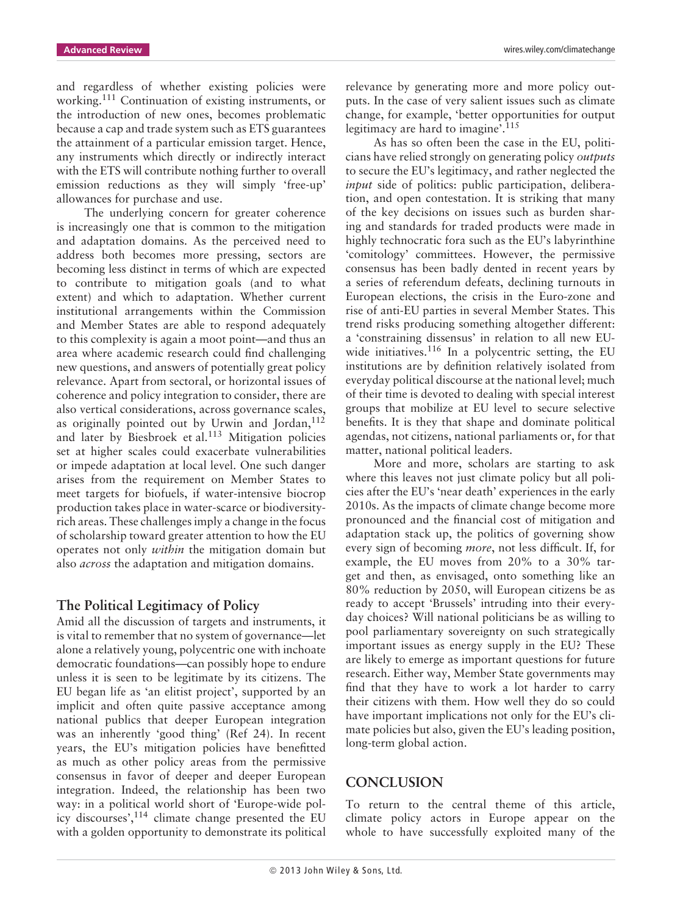and regardless of whether existing policies were working.[111] Continuation of existing instruments, or the introduction of new ones, becomes problematic because a cap and trade system such as ETS guarantees the attainment of a particular emission target. Hence, any instruments which directly or indirectly interact with the ETS will contribute nothing further to overall emission reductions as they will simply 'free-up' allowances for purchase and use.

The underlying concern for greater coherence is increasingly one that is common to the mitigation and adaptation domains. As the perceived need to address both becomes more pressing, sectors are becoming less distinct in terms of which are expected to contribute to mitigation goals (and to what extent) and which to adaptation. Whether current institutional arrangements within the Commission and Member States are able to respond adequately to this complexity is again a moot point—and thus an area where academic research could find challenging new questions, and answers of potentially great policy relevance. Apart from sectoral, or horizontal issues of coherence and policy integration to consider, there are also vertical considerations, across governance scales, as originally pointed out by Urwin and Jordan,[112] and later by Biesbroek et al.[113] Mitigation policies set at higher scales could exacerbate vulnerabilities or impede adaptation at local level. One such danger arises from the requirement on Member States to meet targets for biofuels, if water-intensive biocrop production takes place in water-scarce or biodiversity-rich areas. These challenges imply a change in the focus of scholarship toward greater attention to how the EU operates not only *within* the mitigation domain but also *across* the adaptation and mitigation domains.

## The Political Legitimacy of Policy

Amid all the discussion of targets and instruments, it is vital to remember that no system of governance—let alone a relatively young, polycentric one with inchoate democratic foundations—can possibly hope to endure unless it is seen to be legitimate by its citizens. The EU began life as 'an elitist project', supported by an implicit and often quite passive acceptance among national publics that deeper European integration was an inherently 'good thing' (Ref 24). In recent years, the EU's mitigation policies have benefitted as much as other policy areas from the permissive consensus in favor of deeper and deeper European integration. Indeed, the relationship has been two way: in a political world short of 'Europe-wide policy discourses',[114] climate change presented the EU with a golden opportunity to demonstrate its political relevance by generating more and more policy outputs. In the case of very salient issues such as climate change, for example, 'better opportunities for output legitimacy are hard to imagine'.[115]

As has so often been the case in the EU, politicians have relied strongly on generating policy *outputs* to secure the EU's legitimacy, and rather neglected the *input* side of politics: public participation, deliberation, and open contestation. It is striking that many of the key decisions on issues such as burden sharing and standards for traded products were made in highly technocratic fora such as the EU's labyrinthine 'comitology' committees. However, the permissive consensus has been badly dented in recent years by a series of referendum defeats, declining turnouts in European elections, the crisis in the Euro-zone and rise of anti-EU parties in several Member States. This trend risks producing something altogether different: a 'constraining dissensus' in relation to all new EU-wide initiatives.[116] In a polycentric setting, the EU institutions are by definition relatively isolated from everyday political discourse at the national level; much of their time is devoted to dealing with special interest groups that mobilize at EU level to secure selective benefits. It is they that shape and dominate political agendas, not citizens, national parliaments or, for that matter, national political leaders.

More and more, scholars are starting to ask where this leaves not just climate policy but all policies after the EU's 'near death' experiences in the early 2010s. As the impacts of climate change become more pronounced and the financial cost of mitigation and adaptation stack up, the politics of governing show every sign of becoming *more*, not less difficult. If, for example, the EU moves from 20% to a 30% target and then, as envisaged, onto something like an 80% reduction by 2050, will European citizens be as ready to accept 'Brussels' intruding into their everyday choices? Will national politicians be as willing to pool parliamentary sovereignty on such strategically important issues as energy supply in the EU? These are likely to emerge as important questions for future research. Either way, Member State governments may find that they have to work a lot harder to carry their citizens with them. How well they do so could have important implications not only for the EU's climate policies but also, given the EU's leading position, long-term global action.

## CONCLUSION

To return to the central theme of this article, climate policy actors in Europe appear on the whole to have successfully exploited many of the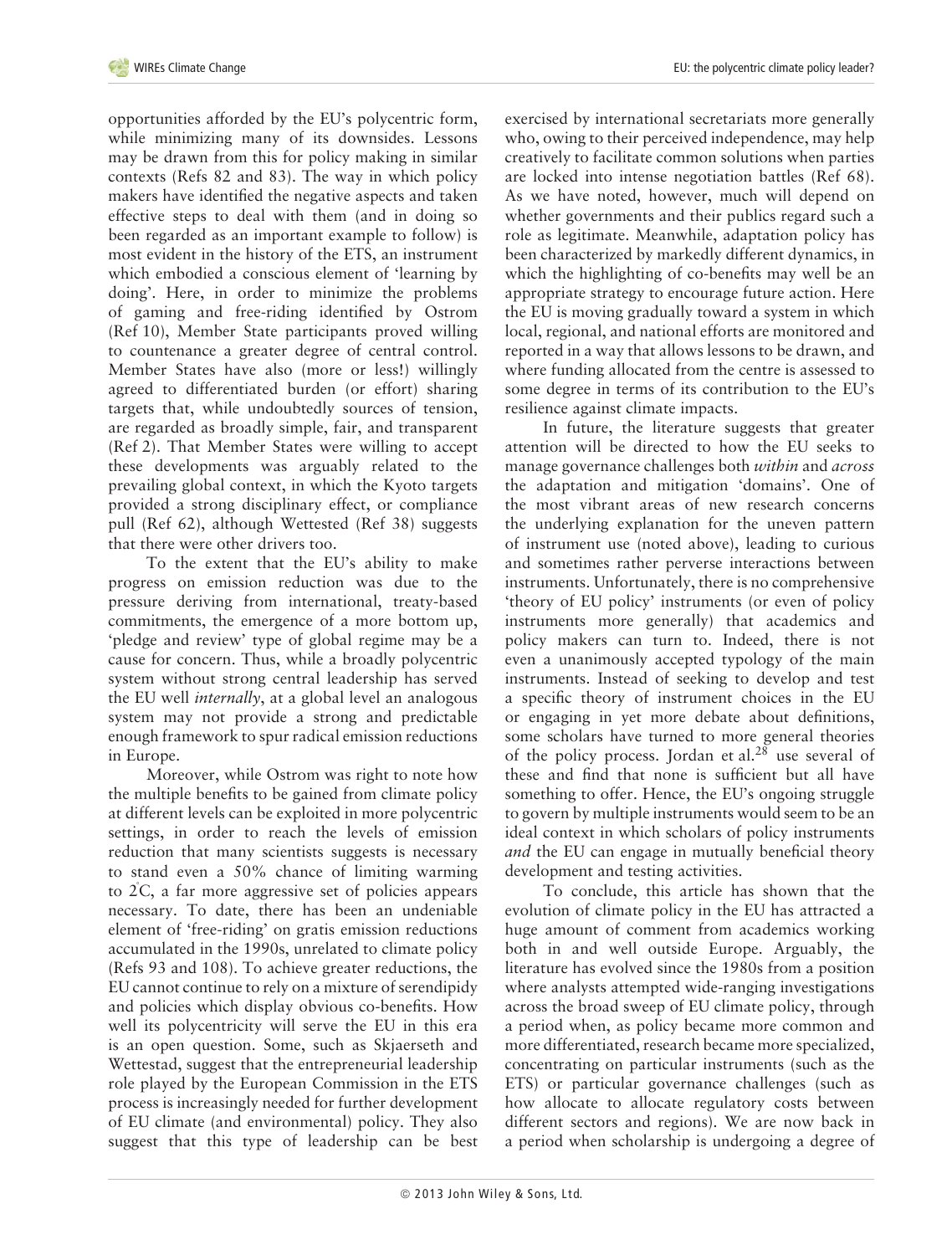opportunities afforded by the EU's polycentric form, while minimizing many of its downsides. Lessons may be drawn from this for policy making in similar contexts (Refs 82 and 83). The way in which policy makers have identified the negative aspects and taken effective steps to deal with them (and in doing so been regarded as an important example to follow) is most evident in the history of the ETS, an instrument which embodied a conscious element of 'learning by doing'. Here, in order to minimize the problems of gaming and free-riding identified by Ostrom (Ref 10), Member State participants proved willing to countenance a greater degree of central control. Member States have also (more or less!) willingly agreed to differentiated burden (or effort) sharing targets that, while undoubtedly sources of tension, are regarded as broadly simple, fair, and transparent (Ref 2). That Member States were willing to accept these developments was arguably related to the prevailing global context, in which the Kyoto targets provided a strong disciplinary effect, or compliance pull (Ref 62), although Wettested (Ref 38) suggests that there were other drivers too.

To the extent that the EU's ability to make progress on emission reduction was due to the pressure deriving from international, treaty-based commitments, the emergence of a more bottom up, 'pledge and review' type of global regime may be a cause for concern. Thus, while a broadly polycentric system without strong central leadership has served the EU well *internally*, at a global level an analogous system may not provide a strong and predictable enough framework to spur radical emission reductions in Europe.

Moreover, while Ostrom was right to note how the multiple benefits to be gained from climate policy at different levels can be exploited in more polycentric settings, in order to reach the levels of emission reduction that many scientists suggests is necessary to stand even a 50% chance of limiting warming to 2°C, a far more aggressive set of policies appears necessary. To date, there has been an undeniable element of 'free-riding' on gratis emission reductions accumulated in the 1990s, unrelated to climate policy (Refs 93 and 108). To achieve greater reductions, the EU cannot continue to rely on a mixture of serendipidy and policies which display obvious co-benefits. How well its polycentricity will serve the EU in this era is an open question. Some, such as Skjaerseth and Wettestad, suggest that the entrepreneurial leadership role played by the European Commission in the ETS process is increasingly needed for further development of EU climate (and environmental) policy. They also suggest that this type of leadership can be best exercised by international secretariats more generally who, owing to their perceived independence, may help creatively to facilitate common solutions when parties are locked into intense negotiation battles (Ref 68). As we have noted, however, much will depend on whether governments and their publics regard such a role as legitimate. Meanwhile, adaptation policy has been characterized by markedly different dynamics, in which the highlighting of co-benefits may well be an appropriate strategy to encourage future action. Here the EU is moving gradually toward a system in which local, regional, and national efforts are monitored and reported in a way that allows lessons to be drawn, and where funding allocated from the centre is assessed to some degree in terms of its contribution to the EU's resilience against climate impacts.

In future, the literature suggests that greater attention will be directed to how the EU seeks to manage governance challenges both *within* and *across* the adaptation and mitigation 'domains'. One of the most vibrant areas of new research concerns the underlying explanation for the uneven pattern of instrument use (noted above), leading to curious and sometimes rather perverse interactions between instruments. Unfortunately, there is no comprehensive 'theory of EU policy' instruments (or even of policy instruments more generally) that academics and policy makers can turn to. Indeed, there is not even a unanimously accepted typology of the main instruments. Instead of seeking to develop and test a specific theory of instrument choices in the EU or engaging in yet more debate about definitions, some scholars have turned to more general theories of the policy process. Jordan et al.[28] use several of these and find that none is sufficient but all have something to offer. Hence, the EU's ongoing struggle to govern by multiple instruments would seem to be an ideal context in which scholars of policy instruments *and* the EU can engage in mutually beneficial theory development and testing activities.

To conclude, this article has shown that the evolution of climate policy in the EU has attracted a huge amount of comment from academics working both in and well outside Europe. Arguably, the literature has evolved since the 1980s from a position where analysts attempted wide-ranging investigations across the broad sweep of EU climate policy, through a period when, as policy became more common and more differentiated, research became more specialized, concentrating on particular instruments (such as the ETS) or particular governance challenges (such as how allocate to allocate regulatory costs between different sectors and regions). We are now back in a period when scholarship is undergoing a degree of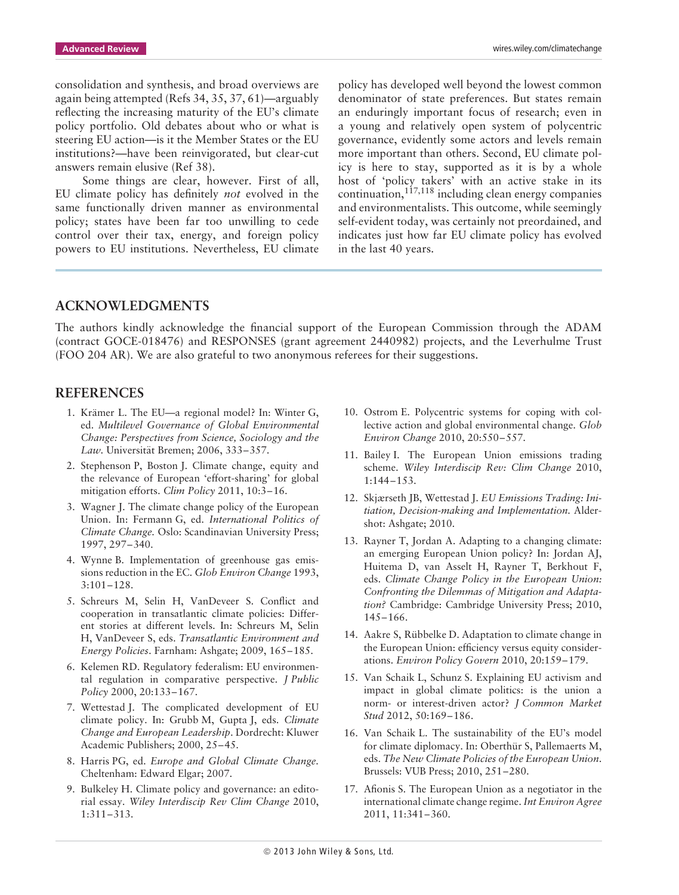consolidation and synthesis, and broad overviews are again being attempted (Refs 34, 35, 37, 61)—arguably reflecting the increasing maturity of the EU's climate policy portfolio. Old debates about who or what is steering EU action—is it the Member States or the EU institutions?—have been reinvigorated, but clear-cut answers remain elusive (Ref 38).

Some things are clear, however. First of all, EU climate policy has definitely *not* evolved in the same functionally driven manner as environmental policy; states have been far too unwilling to cede control over their tax, energy, and foreign policy powers to EU institutions. Nevertheless, EU climate policy has developed well beyond the lowest common denominator of state preferences. But states remain an enduringly important focus of research; even in a young and relatively open system of polycentric governance, evidently some actors and levels remain more important than others. Second, EU climate policy is here to stay, supported as it is by a whole host of 'policy takers' with an active stake in its continuation,[117,118] including clean energy companies and environmentalists. This outcome, while seemingly self-evident today, was certainly not preordained, and indicates just how far EU climate policy has evolved in the last 40 years.

## ACKNOWLEDGMENTS

The authors kindly acknowledge the financial support of the European Commission through the ADAM (contract GOCE-018476) and RESPONSES (grant agreement 2440982) projects, and the Leverhulme Trust (FOO 204 AR). We are also grateful to two anonymous referees for their suggestions.

## REFERENCES

1. Krämer L. The EU—a regional model? In: Winter G, ed. *Multilevel Governance of Global Environmental Change: Perspectives from Science, Sociology and the Law*. Universität Bremen; 2006, 333–357.
2. Stephenson P, Boston J. Climate change, equity and the relevance of European 'effort-sharing' for global mitigation efforts. *Clim Policy* 2011, 10:3–16.
3. Wagner J. The climate change policy of the European Union. In: Fermann G, ed. *International Politics of Climate Change*. Oslo: Scandinavian University Press; 1997, 297–340.
4. Wynne B. Implementation of greenhouse gas emissions reduction in the EC. *Glob Environ Change* 1993, 3:101–128.
5. Schreurs M, Selin H, VanDeveer S. Conflict and cooperation in transatlantic climate policies: Different stories at different levels. In: Schreurs M, Selin H, VanDeveer S, eds. *Transatlantic Environment and Energy Policies*. Farnham: Ashgate; 2009, 165–185.
6. Kelemen RD. Regulatory federalism: EU environmental regulation in comparative perspective. *J Public Policy* 2000, 20:133–167.
7. Wettestad J. The complicated development of EU climate policy. In: Grubb M, Gupta J, eds. *Climate Change and European Leadership*. Dordrecht: Kluwer Academic Publishers; 2000, 25–45.
8. Harris PG, ed. *Europe and Global Climate Change*. Cheltenham: Edward Elgar; 2007.
9. Bulkeley H. Climate policy and governance: an editorial essay. *Wiley Interdiscip Rev Clim Change* 2010, 1:311–313.
10. Ostrom E. Polycentric systems for coping with collective action and global environmental change. *Glob Environ Change* 2010, 20:550–557.
11. Bailey I. The European Union emissions trading scheme. *Wiley Interdiscip Rev: Clim Change* 2010, 1:144–153.
12. Skjærseth JB, Wettestad J. *EU Emissions Trading: Initiation, Decision-making and Implementation*. Aldershot: Ashgate; 2010.
13. Rayner T, Jordan A. Adapting to a changing climate: an emerging European Union policy? In: Jordan AJ, Huitema D, van Asselt H, Rayner T, Berkhout F, eds. *Climate Change Policy in the European Union: Confronting the Dilemmas of Mitigation and Adaptation?* Cambridge: Cambridge University Press; 2010, 145–166.
14. Aakre S, Rübbelke D. Adaptation to climate change in the European Union: efficiency versus equity considerations. *Environ Policy Govern* 2010, 20:159–179.
15. Van Schaik L, Schunz S. Explaining EU activism and impact in global climate politics: is the union a norm- or interest-driven actor? *J Common Market Stud* 2012, 50:169–186.
16. Van Schaik L. The sustainability of the EU's model for climate diplomacy. In: Oberthür S, Pallemaerts M, eds. *The New Climate Policies of the European Union*. Brussels: VUB Press; 2010, 251–280.
17. Afionis S. The European Union as a negotiator in the international climate change regime. *Int Environ Agree* 2011, 11:341–360.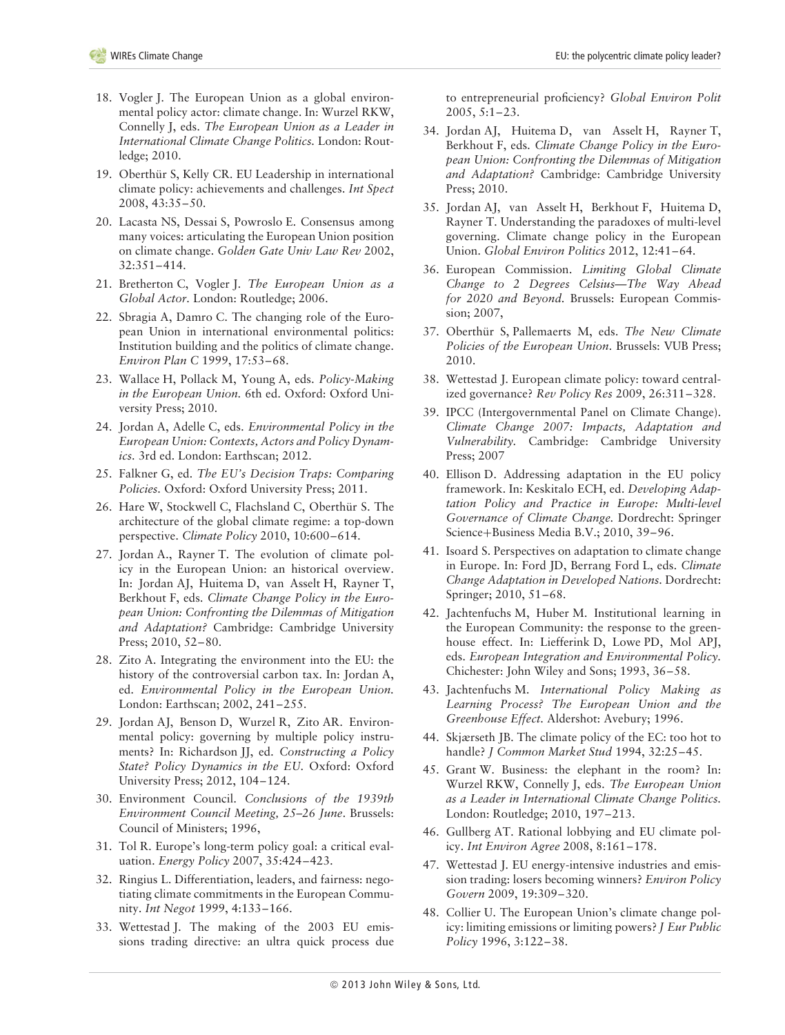18. Vogler J. The European Union as a global environmental policy actor: climate change. In: Wurzel RKW, Connelly J, eds. *The European Union as a Leader in International Climate Change Politics*. London: Routledge; 2010.
19. Oberthür S, Kelly CR. EU Leadership in international climate policy: achievements and challenges. *Int Spect* 2008, 43:35–50.
20. Lacasta NS, Dessai S, Powroslo E. Consensus among many voices: articulating the European Union position on climate change. *Golden Gate Univ Law Rev* 2002, 32:351–414.
21. Bretherton C, Vogler J. *The European Union as a Global Actor*. London: Routledge; 2006.
22. Sbragia A, Damro C. The changing role of the European Union in international environmental politics: Institution building and the politics of climate change. *Environ Plan C* 1999, 17:53–68.
23. Wallace H, Pollack M, Young A, eds. *Policy-Making in the European Union*. 6th ed. Oxford: Oxford University Press; 2010.
24. Jordan A, Adelle C, eds. *Environmental Policy in the European Union: Contexts, Actors and Policy Dynamics*. 3rd ed. London: Earthscan; 2012.
25. Falkner G, ed. *The EU's Decision Traps: Comparing Policies*. Oxford: Oxford University Press; 2011.
26. Hare W, Stockwell C, Flachsland C, Oberthür S. The architecture of the global climate regime: a top-down perspective. *Climate Policy* 2010, 10:600–614.
27. Jordan A., Rayner T. The evolution of climate policy in the European Union: an historical overview. In: Jordan AJ, Huitema D, van Asselt H, Rayner T, Berkhout F, eds. *Climate Change Policy in the European Union: Confronting the Dilemmas of Mitigation and Adaptation?* Cambridge: Cambridge University Press; 2010, 52–80.
28. Zito A. Integrating the environment into the EU: the history of the controversial carbon tax. In: Jordan A, ed. *Environmental Policy in the European Union*. London: Earthscan; 2002, 241–255.
29. Jordan AJ, Benson D, Wurzel R, Zito AR. Environmental policy: governing by multiple policy instruments? In: Richardson JJ, ed. *Constructing a Policy State? Policy Dynamics in the EU*. Oxford: Oxford University Press; 2012, 104–124.
30. Environment Council. *Conclusions of the 1939th Environment Council Meeting, 25–26 June*. Brussels: Council of Ministers; 1996,
31. Tol R. Europe's long-term policy goal: a critical evaluation. *Energy Policy* 2007, 35:424–423.
32. Ringius L. Differentiation, leaders, and fairness: negotiating climate commitments in the European Community. *Int Negot* 1999, 4:133–166.
33. Wettestad J. The making of the 2003 EU emissions trading directive: an ultra quick process due to entrepreneurial proficiency? *Global Environ Polit* 2005, 5:1–23.
34. Jordan AJ, Huitema D, van Asselt H, Rayner T, Berkhout F, eds. *Climate Change Policy in the European Union: Confronting the Dilemmas of Mitigation and Adaptation?* Cambridge: Cambridge University Press; 2010.
35. Jordan AJ, van Asselt H, Berkhout F, Huitema D, Rayner T. Understanding the paradoxes of multi-level governing. Climate change policy in the European Union. *Global Environ Politics* 2012, 12:41–64.
36. European Commission. *Limiting Global Climate Change to 2 Degrees Celsius—The Way Ahead for 2020 and Beyond*. Brussels: European Commission; 2007,
37. Oberthür S, Pallemaerts M, eds. *The New Climate Policies of the European Union*. Brussels: VUB Press; 2010.
38. Wettestad J. European climate policy: toward centralized governance? *Rev Policy Res* 2009, 26:311–328.
39. IPCC (Intergovernmental Panel on Climate Change). *Climate Change 2007: Impacts, Adaptation and Vulnerability*. Cambridge: Cambridge University Press; 2007
40. Ellison D. Addressing adaptation in the EU policy framework. In: Keskitalo ECH, ed. *Developing Adaptation Policy and Practice in Europe: Multi-level Governance of Climate Change*. Dordrecht: Springer Science+Business Media B.V.; 2010, 39–96.
41. Isoard S. Perspectives on adaptation to climate change in Europe. In: Ford JD, Berrang Ford L, eds. *Climate Change Adaptation in Developed Nations*. Dordrecht: Springer; 2010, 51–68.
42. Jachtenfuchs M, Huber M. Institutional learning in the European Community: the response to the greenhouse effect. In: Liefferink D, Lowe PD, Mol APJ, eds. *European Integration and Environmental Policy*. Chichester: John Wiley and Sons; 1993, 36–58.
43. Jachtenfuchs M. *International Policy Making as Learning Process? The European Union and the Greenhouse Effect*. Aldershot: Avebury; 1996.
44. Skjærseth JB. The climate policy of the EC: too hot to handle? *J Common Market Stud* 1994, 32:25–45.
45. Grant W. Business: the elephant in the room? In: Wurzel RKW, Connelly J, eds. *The European Union as a Leader in International Climate Change Politics*. London: Routledge; 2010, 197–213.
46. Gullberg AT. Rational lobbying and EU climate policy. *Int Environ Agree* 2008, 8:161–178.
47. Wettestad J. EU energy-intensive industries and emission trading: losers becoming winners? *Environ Policy Govern* 2009, 19:309–320.
48. Collier U. The European Union's climate change policy: limiting emissions or limiting powers? *J Eur Public Policy* 1996, 3:122–38.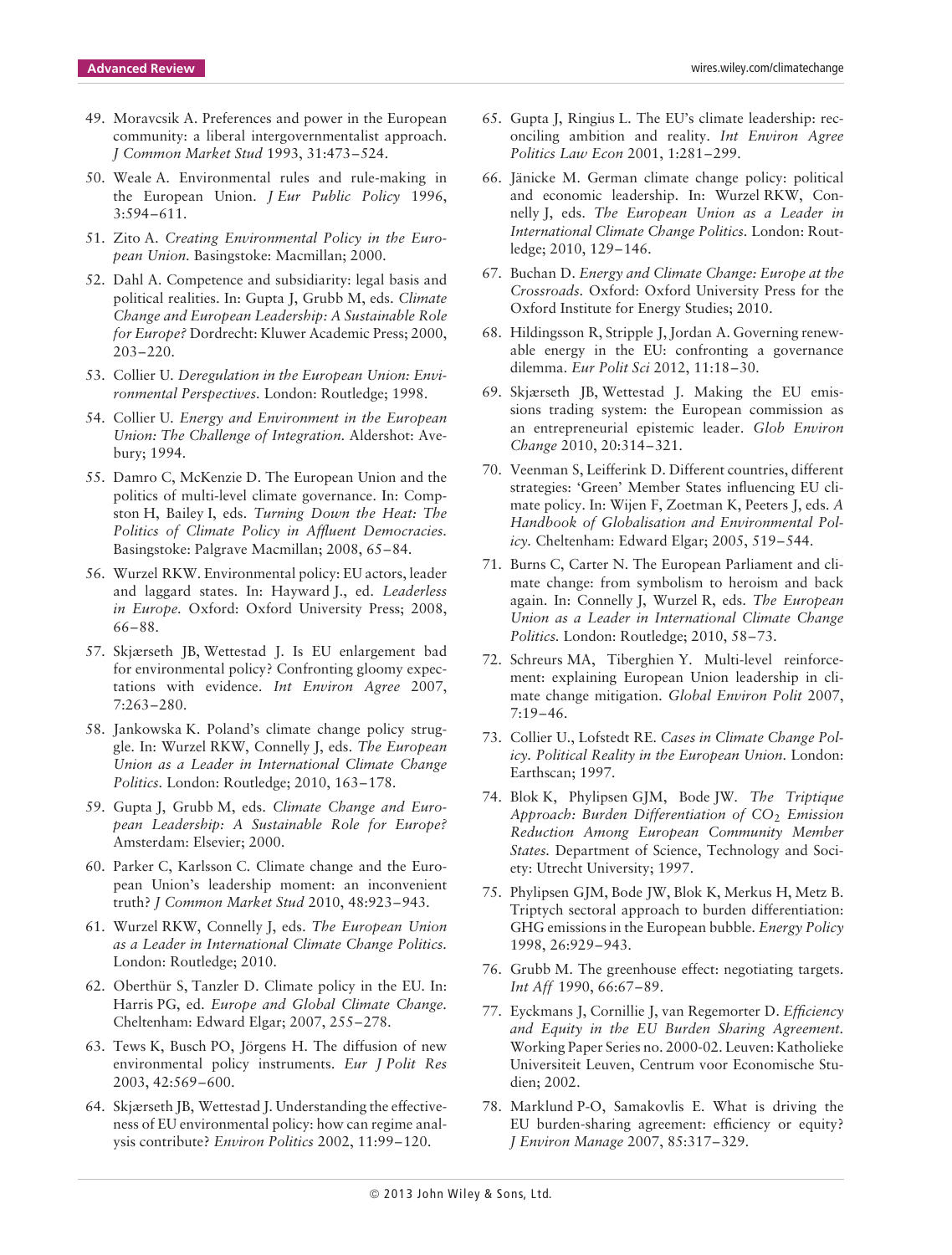49. Moravcsik A. Preferences and power in the European community: a liberal intergovernmentalist approach. *J Common Market Stud* 1993, 31:473–524.

50. Weale A. Environmental rules and rule-making in the European Union. *J Eur Public Policy* 1996, 3:594–611.

51. Zito A. *Creating Environmental Policy in the European Union*. Basingstoke: Macmillan; 2000.

52. Dahl A. Competence and subsidiarity: legal basis and political realities. In: Gupta J, Grubb M, eds. *Climate Change and European Leadership: A Sustainable Role for Europe?* Dordrecht: Kluwer Academic Press; 2000, 203–220.

53. Collier U. *Deregulation in the European Union: Environmental Perspectives*. London: Routledge; 1998.

54. Collier U. *Energy and Environment in the European Union: The Challenge of Integration*. Aldershot: Avebury; 1994.

55. Damro C, McKenzie D. The European Union and the politics of multi-level climate governance. In: Compston H, Bailey I, eds. *Turning Down the Heat: The Politics of Climate Policy in Affluent Democracies*. Basingstoke: Palgrave Macmillan; 2008, 65–84.

56. Wurzel RKW. Environmental policy: EU actors, leader and laggard states. In: Hayward J., ed. *Leaderless in Europe*. Oxford: Oxford University Press; 2008, 66–88.

57. Skjærseth JB, Wettestad J. Is EU enlargement bad for environmental policy? Confronting gloomy expectations with evidence. *Int Environ Agree* 2007, 7:263–280.

58. Jankowska K. Poland's climate change policy struggle. In: Wurzel RKW, Connelly J, eds. *The European Union as a Leader in International Climate Change Politics*. London: Routledge; 2010, 163–178.

59. Gupta J, Grubb M, eds. *Climate Change and European Leadership: A Sustainable Role for Europe?* Amsterdam: Elsevier; 2000.

60. Parker C, Karlsson C. Climate change and the European Union's leadership moment: an inconvenient truth? *J Common Market Stud* 2010, 48:923–943.

61. Wurzel RKW, Connelly J, eds. *The European Union as a Leader in International Climate Change Politics*. London: Routledge; 2010.

62. Oberthür S, Tanzler D. Climate policy in the EU. In: Harris PG, ed. *Europe and Global Climate Change*. Cheltenham: Edward Elgar; 2007, 255–278.

63. Tews K, Busch PO, Jörgens H. The diffusion of new environmental policy instruments. *Eur J Polit Res* 2003, 42:569–600.

64. Skjærseth JB, Wettestad J. Understanding the effectiveness of EU environmental policy: how can regime analysis contribute? *Environ Politics* 2002, 11:99–120.

65. Gupta J, Ringius L. The EU's climate leadership: reconciling ambition and reality. *Int Environ Agree Politics Law Econ* 2001, 1:281–299.

66. Jänicke M. German climate change policy: political and economic leadership. In: Wurzel RKW, Connelly J, eds. *The European Union as a Leader in International Climate Change Politics*. London: Routledge; 2010, 129–146.

67. Buchan D. *Energy and Climate Change: Europe at the Crossroads*. Oxford: Oxford University Press for the Oxford Institute for Energy Studies; 2010.

68. Hildingsson R, Stripple J, Jordan A. Governing renewable energy in the EU: confronting a governance dilemma. *Eur Polit Sci* 2012, 11:18–30.

69. Skjærseth JB, Wettestad J. Making the EU emissions trading system: the European commission as an entrepreneurial epistemic leader. *Glob Environ Change* 2010, 20:314–321.

70. Veenman S, Leifferink D. Different countries, different strategies: 'Green' Member States influencing EU climate policy. In: Wijen F, Zoetman K, Peeters J, eds. *A Handbook of Globalisation and Environmental Policy*. Cheltenham: Edward Elgar; 2005, 519–544.

71. Burns C, Carter N. The European Parliament and climate change: from symbolism to heroism and back again. In: Connelly J, Wurzel R, eds. *The European Union as a Leader in International Climate Change Politics*. London: Routledge; 2010, 58–73.

72. Schreurs MA, Tiberghien Y. Multi-level reinforcement: explaining European Union leadership in climate change mitigation. *Global Environ Polit* 2007, 7:19–46.

73. Collier U., Lofstedt RE. *Cases in Climate Change Policy. Political Reality in the European Union*. London: Earthscan; 1997.

74. Blok K, Phylipsen GJM, Bode JW. *The Triptique Approach: Burden Differentiation of $CO_2$ Emission Reduction Among European Community Member States*. Department of Science, Technology and Society: Utrecht University; 1997.

75. Phylipsen GJM, Bode JW, Blok K, Merkus H, Metz B. Triptych sectoral approach to burden differentiation: GHG emissions in the European bubble. *Energy Policy* 1998, 26:929–943.

76. Grubb M. The greenhouse effect: negotiating targets. *Int Aff* 1990, 66:67–89.

77. Eyckmans J, Cornillie J, van Regemorter D. *Efficiency and Equity in the EU Burden Sharing Agreement*. Working Paper Series no. 2000-02. Leuven: Katholieke Universiteit Leuven, Centrum voor Economische Studien; 2002.

78. Marklund P-O, Samakovlis E. What is driving the EU burden-sharing agreement: efficiency or equity? *J Environ Manage* 2007, 85:317–329.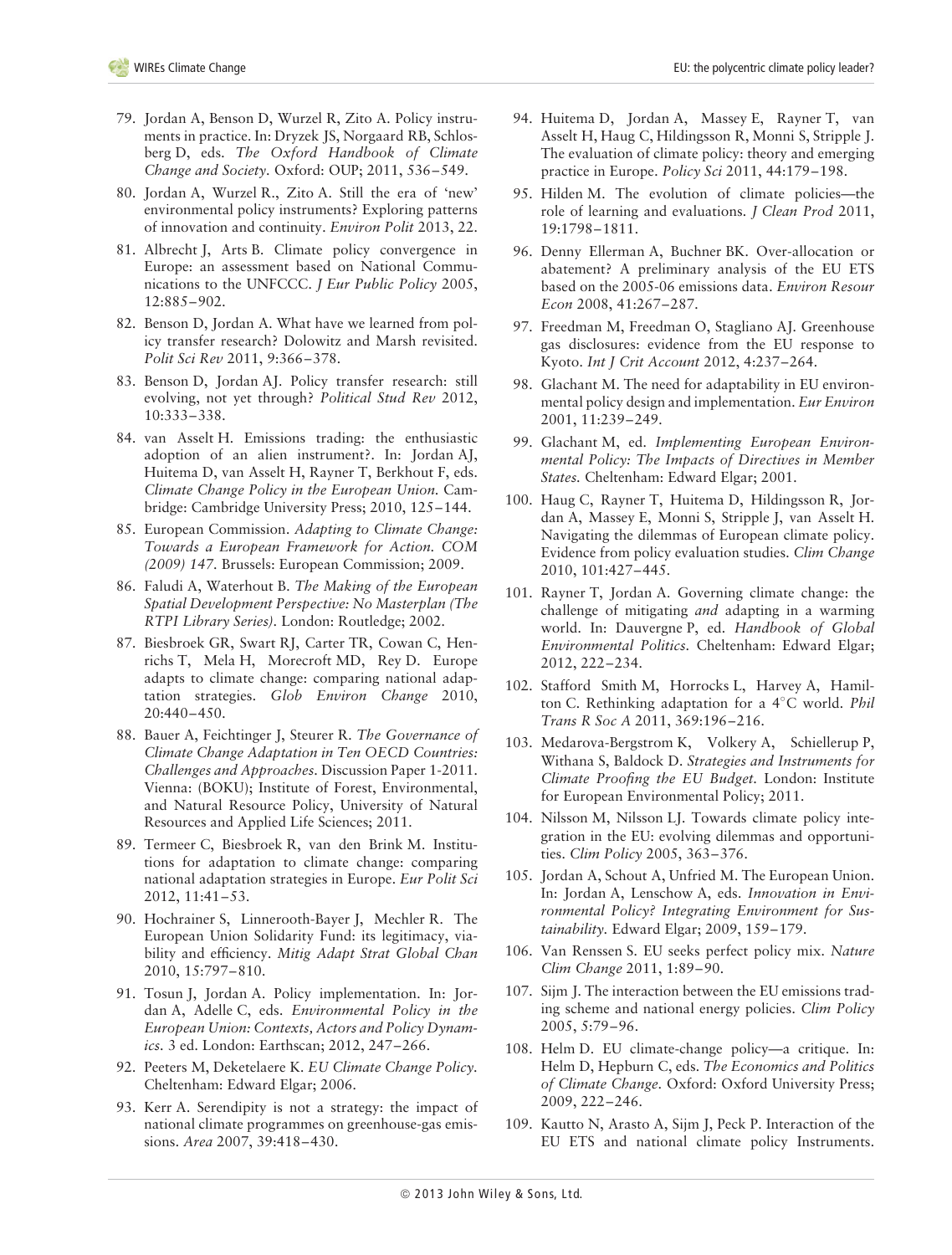79. Jordan A, Benson D, Wurzel R, Zito A. Policy instruments in practice. In: Dryzek JS, Norgaard RB, Schlosberg D, eds. *The Oxford Handbook of Climate Change and Society*. Oxford: OUP; 2011, 536–549.

80. Jordan A, Wurzel R., Zito A. Still the era of 'new' environmental policy instruments? Exploring patterns of innovation and continuity. *Environ Polit* 2013, 22.

81. Albrecht J, Arts B. Climate policy convergence in Europe: an assessment based on National Communications to the UNFCCC. *J Eur Public Policy* 2005, 12:885–902.

82. Benson D, Jordan A. What have we learned from policy transfer research? Dolowitz and Marsh revisited. *Polit Sci Rev* 2011, 9:366–378.

83. Benson D, Jordan AJ. Policy transfer research: still evolving, not yet through? *Political Stud Rev* 2012, 10:333–338.

84. van Asselt H. Emissions trading: the enthusiastic adoption of an alien instrument?. In: Jordan AJ, Huitema D, van Asselt H, Rayner T, Berkhout F, eds. *Climate Change Policy in the European Union*. Cambridge: Cambridge University Press; 2010, 125–144.

85. European Commission. *Adapting to Climate Change: Towards a European Framework for Action. COM (2009) 147*. Brussels: European Commission; 2009.

86. Faludi A, Waterhout B. *The Making of the European Spatial Development Perspective: No Masterplan (The RTPI Library Series)*. London: Routledge; 2002.

87. Biesbroek GR, Swart RJ, Carter TR, Cowan C, Henrichs T, Mela H, Morecroft MD, Rey D. Europe adapts to climate change: comparing national adaptation strategies. *Glob Environ Change* 2010, 20:440–450.

88. Bauer A, Feichtinger J, Steurer R. *The Governance of Climate Change Adaptation in Ten OECD Countries: Challenges and Approaches*. Discussion Paper 1-2011. Vienna: (BOKU); Institute of Forest, Environmental, and Natural Resource Policy, University of Natural Resources and Applied Life Sciences; 2011.

89. Termeer C, Biesbroek R, van den Brink M. Institutions for adaptation to climate change: comparing national adaptation strategies in Europe. *Eur Polit Sci* 2012, 11:41–53.

90. Hochrainer S, Linnerooth-Bayer J, Mechler R. The European Union Solidarity Fund: its legitimacy, viability and efficiency. *Mitig Adapt Strat Global Chan* 2010, 15:797–810.

91. Tosun J, Jordan A. Policy implementation. In: Jordan A, Adelle C, eds. *Environmental Policy in the European Union: Contexts, Actors and Policy Dynamics*. 3 ed. London: Earthscan; 2012, 247–266.

92. Peeters M, Deketelaere K. *EU Climate Change Policy*. Cheltenham: Edward Elgar; 2006.

93. Kerr A. Serendipity is not a strategy: the impact of national climate programmes on greenhouse-gas emissions. *Area* 2007, 39:418–430.

94. Huitema D, Jordan A, Massey E, Rayner T, van Asselt H, Haug C, Hildingsson R, Monni S, Stripple J. The evaluation of climate policy: theory and emerging practice in Europe. *Policy Sci* 2011, 44:179–198.

95. Hilden M. The evolution of climate policies—the role of learning and evaluations. *J Clean Prod* 2011, 19:1798–1811.

96. Denny Ellerman A, Buchner BK. Over-allocation or abatement? A preliminary analysis of the EU ETS based on the 2005-06 emissions data. *Environ Resour Econ* 2008, 41:267–287.

97. Freedman M, Freedman O, Stagliano AJ. Greenhouse gas disclosures: evidence from the EU response to Kyoto. *Int J Crit Account* 2012, 4:237–264.

98. Glachant M. The need for adaptability in EU environmental policy design and implementation. *Eur Environ* 2001, 11:239–249.

99. Glachant M, ed. *Implementing European Environmental Policy: The Impacts of Directives in Member States*. Cheltenham: Edward Elgar; 2001.

100. Haug C, Rayner T, Huitema D, Hildingsson R, Jordan A, Massey E, Monni S, Stripple J, van Asselt H. Navigating the dilemmas of European climate policy. Evidence from policy evaluation studies. *Clim Change* 2010, 101:427–445.

101. Rayner T, Jordan A. Governing climate change: the challenge of mitigating *and* adapting in a warming world. In: Dauvergne P, ed. *Handbook of Global Environmental Politics*. Cheltenham: Edward Elgar; 2012, 222–234.

102. Stafford Smith M, Horrocks L, Harvey A, Hamilton C. Rethinking adaptation for a 4°C world. *Phil Trans R Soc A* 2011, 369:196–216.

103. Medarova-Bergstrom K, Volkery A, Schiellerup P, Withana S, Baldock D. *Strategies and Instruments for Climate Proofing the EU Budget*. London: Institute for European Environmental Policy; 2011.

104. Nilsson M, Nilsson LJ. Towards climate policy integration in the EU: evolving dilemmas and opportunities. *Clim Policy* 2005, 363–376.

105. Jordan A, Schout A, Unfried M. The European Union. In: Jordan A, Lenschow A, eds. *Innovation in Environmental Policy? Integrating Environment for Sustainability*. Edward Elgar; 2009, 159–179.

106. Van Renssen S. EU seeks perfect policy mix. *Nature Clim Change* 2011, 1:89–90.

107. Sijm J. The interaction between the EU emissions trading scheme and national energy policies. *Clim Policy* 2005, 5:79–96.

108. Helm D. EU climate-change policy—a critique. In: Helm D, Hepburn C, eds. *The Economics and Politics of Climate Change*. Oxford: Oxford University Press; 2009, 222–246.

109. Kautto N, Arasto A, Sijm J, Peck P. Interaction of the EU ETS and national climate policy Instruments.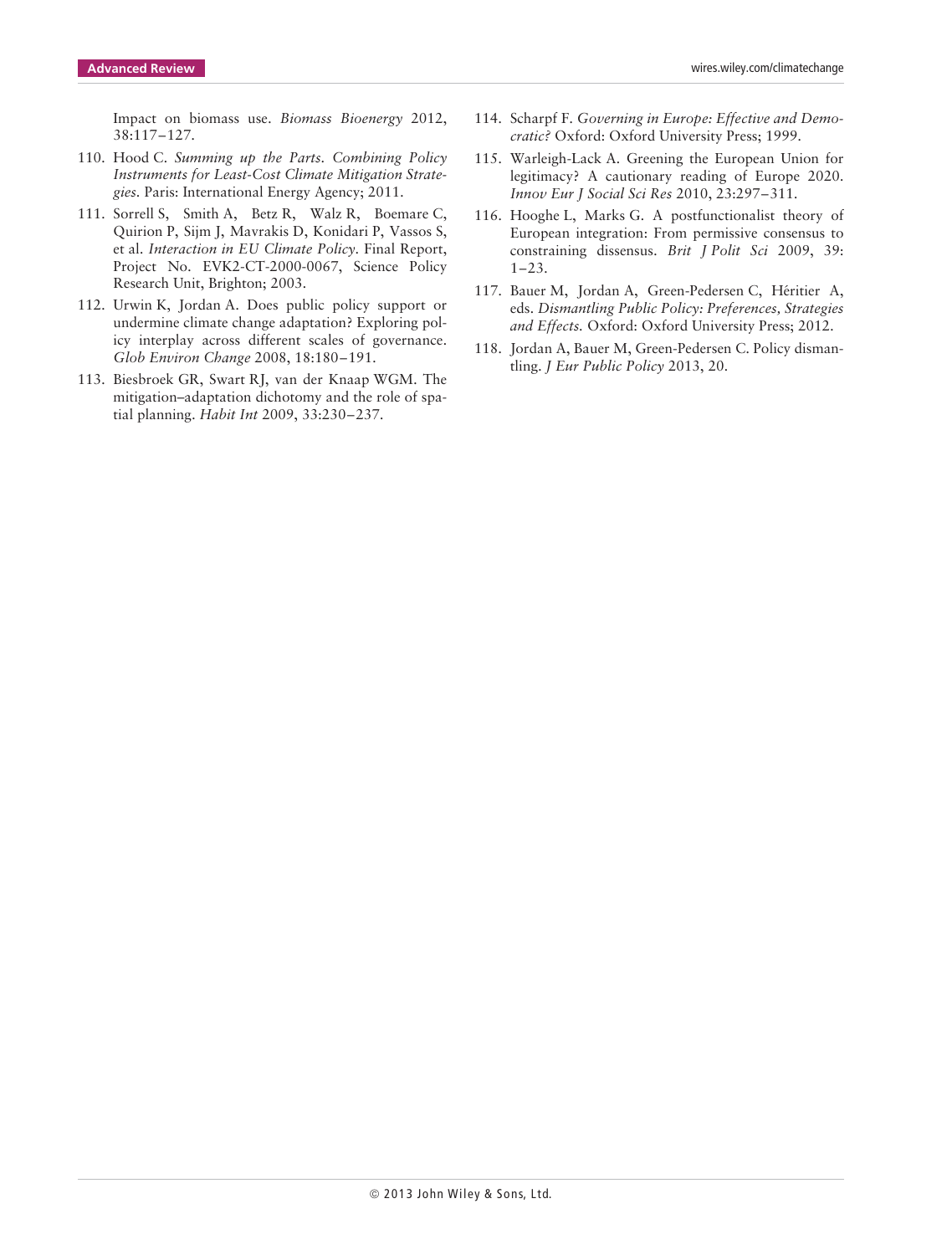Impact on biomass use. *Biomass Bioenergy* 2012, 38:117–127.

110. Hood C. *Summing up the Parts. Combining Policy Instruments for Least-Cost Climate Mitigation Strategies*. Paris: International Energy Agency; 2011.
111. Sorrell S, Smith A, Betz R, Walz R, Boemare C, Quirion P, Sijm J, Mavrakis D, Konidari P, Vassos S, et al. *Interaction in EU Climate Policy*. Final Report, Project No. EVK2-CT-2000-0067, Science Policy Research Unit, Brighton; 2003.
112. Urwin K, Jordan A. Does public policy support or undermine climate change adaptation? Exploring policy interplay across different scales of governance. *Glob Environ Change* 2008, 18:180–191.
113. Biesbroek GR, Swart RJ, van der Knaap WGM. The mitigation–adaptation dichotomy and the role of spatial planning. *Habit Int* 2009, 33:230–237.
114. Scharpf F. *Governing in Europe: Effective and Democratic?* Oxford: Oxford University Press; 1999.
115. Warleigh-Lack A. Greening the European Union for legitimacy? A cautionary reading of Europe 2020. *Innov Eur J Social Sci Res* 2010, 23:297–311.
116. Hooghe L, Marks G. A postfunctionalist theory of European integration: From permissive consensus to constraining dissensus. *Brit J Polit Sci* 2009, 39: 1–23.
117. Bauer M, Jordan A, Green-Pedersen C, Héritier A, eds. *Dismantling Public Policy: Preferences, Strategies and Effects.* Oxford: Oxford University Press; 2012.
118. Jordan A, Bauer M, Green-Pedersen C. Policy dismantling. *J Eur Public Policy* 2013, 20.